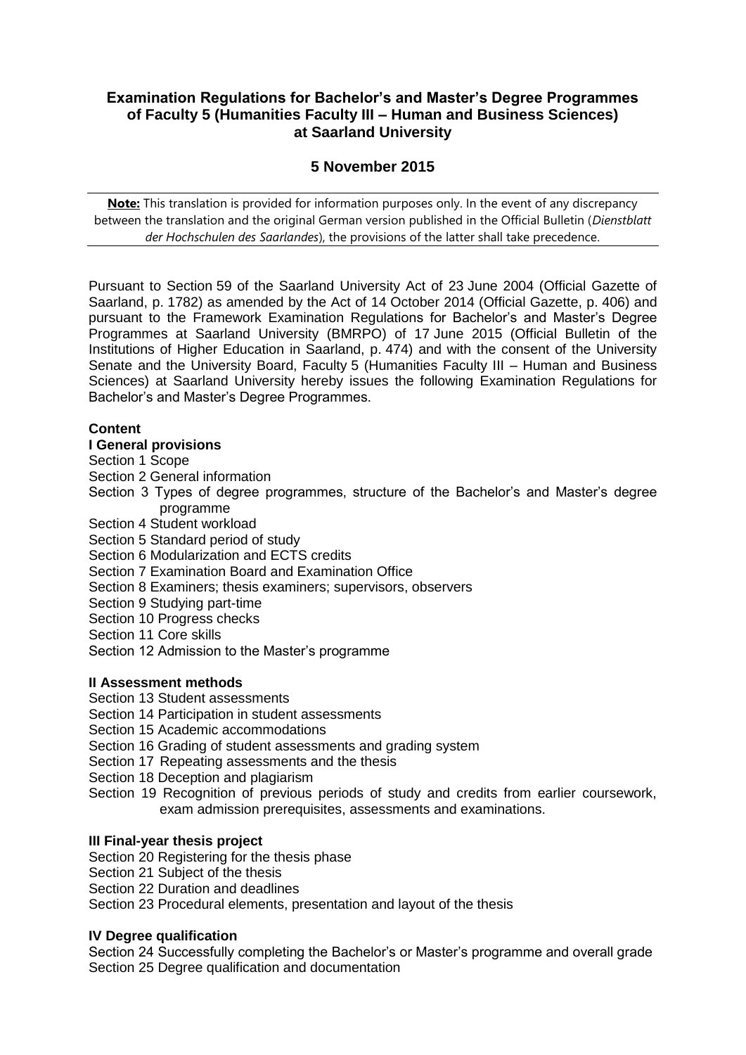# Examination Regulations for Bachelor's and Master's Degree Programmes of Faculty 5 (Humanities Faculty III – Human and Business Sciences) at Saarland University

## 5 November 2015

**Note:** This translation is provided for information purposes only. In the event of any discrepancy between the translation and the original German version published in the Official Bulletin (*Dienstblatt der Hochschulen des Saarlandes*), the provisions of the latter shall take precedence.

Pursuant to Section 59 of the Saarland University Act of 23 June 2004 (Official Gazette of Saarland, p. 1782) as amended by the Act of 14 October 2014 (Official Gazette, p. 406) and pursuant to the Framework Examination Regulations for Bachelor's and Master's Degree Programmes at Saarland University (BMRPO) of 17 June 2015 (Official Bulletin of the Institutions of Higher Education in Saarland, p. 474) and with the consent of the University Senate and the University Board, Faculty 5 (Humanities Faculty III – Human and Business Sciences) at Saarland University hereby issues the following Examination Regulations for Bachelor's and Master's Degree Programmes.

**Content**

**I General provisions**

Section 1 Scope
Section 2 General information
Section 3 Types of degree programmes, structure of the Bachelor's and Master's degree programme
Section 4 Student workload
Section 5 Standard period of study
Section 6 Modularization and ECTS credits
Section 7 Examination Board and Examination Office
Section 8 Examiners; thesis examiners; supervisors, observers
Section 9 Studying part-time
Section 10 Progress checks
Section 11 Core skills
Section 12 Admission to the Master's programme

**II Assessment methods**

Section 13 Student assessments
Section 14 Participation in student assessments
Section 15 Academic accommodations
Section 16 Grading of student assessments and grading system
Section 17 Repeating assessments and the thesis
Section 18 Deception and plagiarism
Section 19 Recognition of previous periods of study and credits from earlier coursework, exam admission prerequisites, assessments and examinations.

**III Final-year thesis project**

Section 20 Registering for the thesis phase
Section 21 Subject of the thesis
Section 22 Duration and deadlines
Section 23 Procedural elements, presentation and layout of the thesis

**IV Degree qualification**

Section 24 Successfully completing the Bachelor's or Master's programme and overall grade
Section 25 Degree qualification and documentation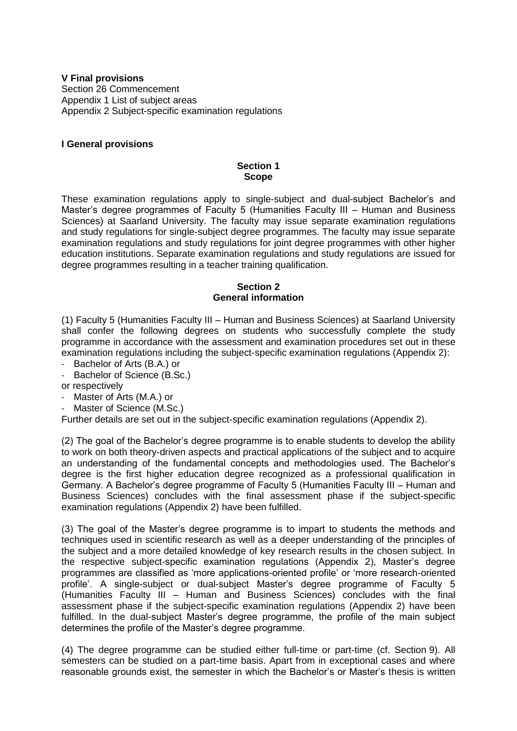**V Final provisions**
Section 26 Commencement
Appendix 1 List of subject areas
Appendix 2 Subject-specific examination regulations

## I General provisions

### Section 1
### Scope

These examination regulations apply to single-subject and dual-subject Bachelor's and Master's degree programmes of Faculty 5 (Humanities Faculty III – Human and Business Sciences) at Saarland University. The faculty may issue separate examination regulations and study regulations for single-subject degree programmes. The faculty may issue separate examination regulations and study regulations for joint degree programmes with other higher education institutions. Separate examination regulations and study regulations are issued for degree programmes resulting in a teacher training qualification.

### Section 2
### General information

(1) Faculty 5 (Humanities Faculty III – Human and Business Sciences) at Saarland University shall confer the following degrees on students who successfully complete the study programme in accordance with the assessment and examination procedures set out in these examination regulations including the subject-specific examination regulations (Appendix 2):

- Bachelor of Arts (B.A.) or
- Bachelor of Science (B.Sc.)

or respectively

- Master of Arts (M.A.) or
- Master of Science (M.Sc.)

Further details are set out in the subject-specific examination regulations (Appendix 2).

(2) The goal of the Bachelor's degree programme is to enable students to develop the ability to work on both theory-driven aspects and practical applications of the subject and to acquire an understanding of the fundamental concepts and methodologies used. The Bachelor's degree is the first higher education degree recognized as a professional qualification in Germany. A Bachelor's degree programme of Faculty 5 (Humanities Faculty III – Human and Business Sciences) concludes with the final assessment phase if the subject-specific examination regulations (Appendix 2) have been fulfilled.

(3) The goal of the Master's degree programme is to impart to students the methods and techniques used in scientific research as well as a deeper understanding of the principles of the subject and a more detailed knowledge of key research results in the chosen subject. In the respective subject-specific examination regulations (Appendix 2), Master's degree programmes are classified as 'more applications-oriented profile' or 'more research-oriented profile'. A single-subject or dual-subject Master's degree programme of Faculty 5 (Humanities Faculty III – Human and Business Sciences) concludes with the final assessment phase if the subject-specific examination regulations (Appendix 2) have been fulfilled. In the dual-subject Master's degree programme, the profile of the main subject determines the profile of the Master's degree programme.

(4) The degree programme can be studied either full-time or part-time (cf. Section 9). All semesters can be studied on a part-time basis. Apart from in exceptional cases and where reasonable grounds exist, the semester in which the Bachelor's or Master's thesis is written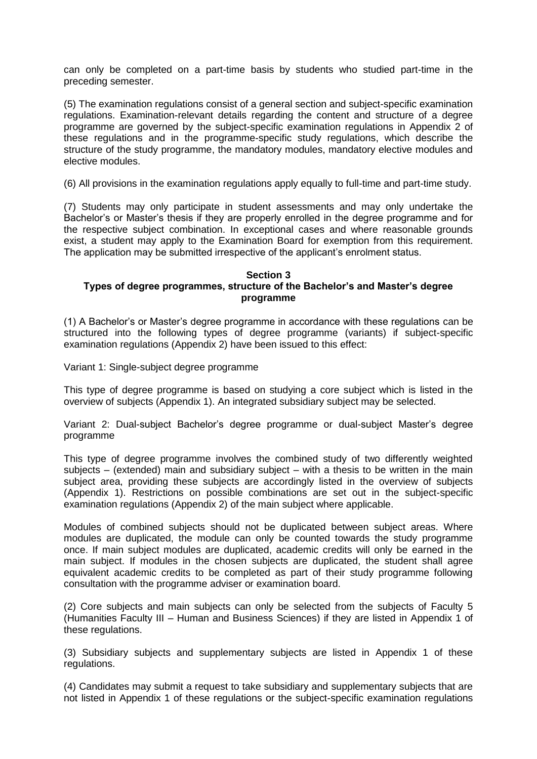can only be completed on a part-time basis by students who studied part-time in the preceding semester.

(5) The examination regulations consist of a general section and subject-specific examination regulations. Examination-relevant details regarding the content and structure of a degree programme are governed by the subject-specific examination regulations in Appendix 2 of these regulations and in the programme-specific study regulations, which describe the structure of the study programme, the mandatory modules, mandatory elective modules and elective modules.

(6) All provisions in the examination regulations apply equally to full-time and part-time study.

(7) Students may only participate in student assessments and may only undertake the Bachelor's or Master's thesis if they are properly enrolled in the degree programme and for the respective subject combination. In exceptional cases and where reasonable grounds exist, a student may apply to the Examination Board for exemption from this requirement. The application may be submitted irrespective of the applicant's enrolment status.

**Section 3**
**Types of degree programmes, structure of the Bachelor's and Master's degree programme**

(1) A Bachelor's or Master's degree programme in accordance with these regulations can be structured into the following types of degree programme (variants) if subject-specific examination regulations (Appendix 2) have been issued to this effect:

Variant 1: Single-subject degree programme

This type of degree programme is based on studying a core subject which is listed in the overview of subjects (Appendix 1). An integrated subsidiary subject may be selected.

Variant 2: Dual-subject Bachelor's degree programme or dual-subject Master's degree programme

This type of degree programme involves the combined study of two differently weighted subjects – (extended) main and subsidiary subject – with a thesis to be written in the main subject area, providing these subjects are accordingly listed in the overview of subjects (Appendix 1). Restrictions on possible combinations are set out in the subject-specific examination regulations (Appendix 2) of the main subject where applicable.

Modules of combined subjects should not be duplicated between subject areas. Where modules are duplicated, the module can only be counted towards the study programme once. If main subject modules are duplicated, academic credits will only be earned in the main subject. If modules in the chosen subjects are duplicated, the student shall agree equivalent academic credits to be completed as part of their study programme following consultation with the programme adviser or examination board.

(2) Core subjects and main subjects can only be selected from the subjects of Faculty 5 (Humanities Faculty III – Human and Business Sciences) if they are listed in Appendix 1 of these regulations.

(3) Subsidiary subjects and supplementary subjects are listed in Appendix 1 of these regulations.

(4) Candidates may submit a request to take subsidiary and supplementary subjects that are not listed in Appendix 1 of these regulations or the subject-specific examination regulations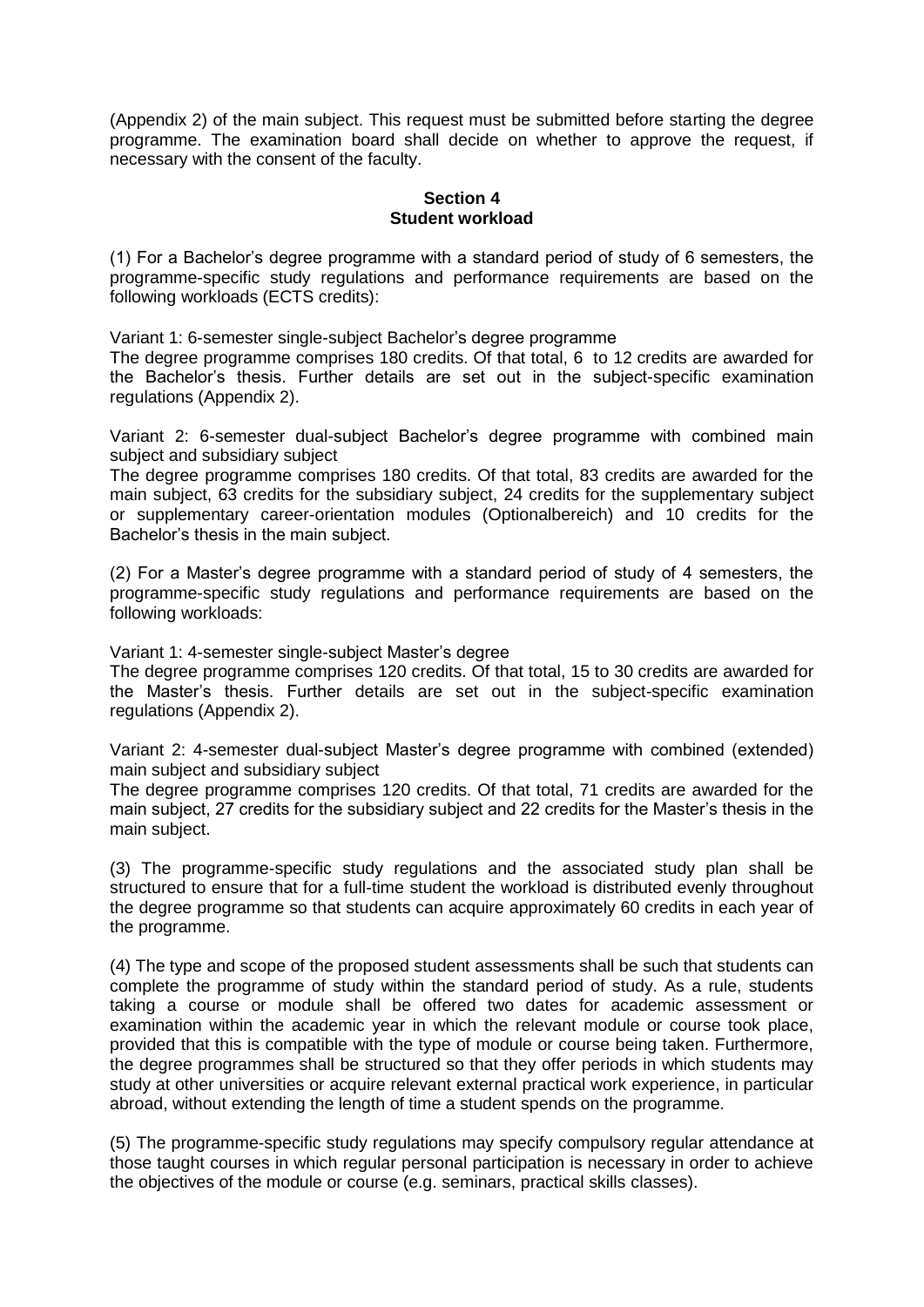(Appendix 2) of the main subject. This request must be submitted before starting the degree programme. The examination board shall decide on whether to approve the request, if necessary with the consent of the faculty.

## Section 4
## Student workload

(1) For a Bachelor's degree programme with a standard period of study of 6 semesters, the programme-specific study regulations and performance requirements are based on the following workloads (ECTS credits):

Variant 1: 6-semester single-subject Bachelor's degree programme
The degree programme comprises 180 credits. Of that total, 6 to 12 credits are awarded for the Bachelor's thesis. Further details are set out in the subject-specific examination regulations (Appendix 2).

Variant 2: 6-semester dual-subject Bachelor's degree programme with combined main subject and subsidiary subject
The degree programme comprises 180 credits. Of that total, 83 credits are awarded for the main subject, 63 credits for the subsidiary subject, 24 credits for the supplementary subject or supplementary career-orientation modules (Optionalbereich) and 10 credits for the Bachelor's thesis in the main subject.

(2) For a Master's degree programme with a standard period of study of 4 semesters, the programme-specific study regulations and performance requirements are based on the following workloads:

Variant 1: 4-semester single-subject Master's degree
The degree programme comprises 120 credits. Of that total, 15 to 30 credits are awarded for the Master's thesis. Further details are set out in the subject-specific examination regulations (Appendix 2).

Variant 2: 4-semester dual-subject Master's degree programme with combined (extended) main subject and subsidiary subject
The degree programme comprises 120 credits. Of that total, 71 credits are awarded for the main subject, 27 credits for the subsidiary subject and 22 credits for the Master's thesis in the main subject.

(3) The programme-specific study regulations and the associated study plan shall be structured to ensure that for a full-time student the workload is distributed evenly throughout the degree programme so that students can acquire approximately 60 credits in each year of the programme.

(4) The type and scope of the proposed student assessments shall be such that students can complete the programme of study within the standard period of study. As a rule, students taking a course or module shall be offered two dates for academic assessment or examination within the academic year in which the relevant module or course took place, provided that this is compatible with the type of module or course being taken. Furthermore, the degree programmes shall be structured so that they offer periods in which students may study at other universities or acquire relevant external practical work experience, in particular abroad, without extending the length of time a student spends on the programme.

(5) The programme-specific study regulations may specify compulsory regular attendance at those taught courses in which regular personal participation is necessary in order to achieve the objectives of the module or course (e.g. seminars, practical skills classes).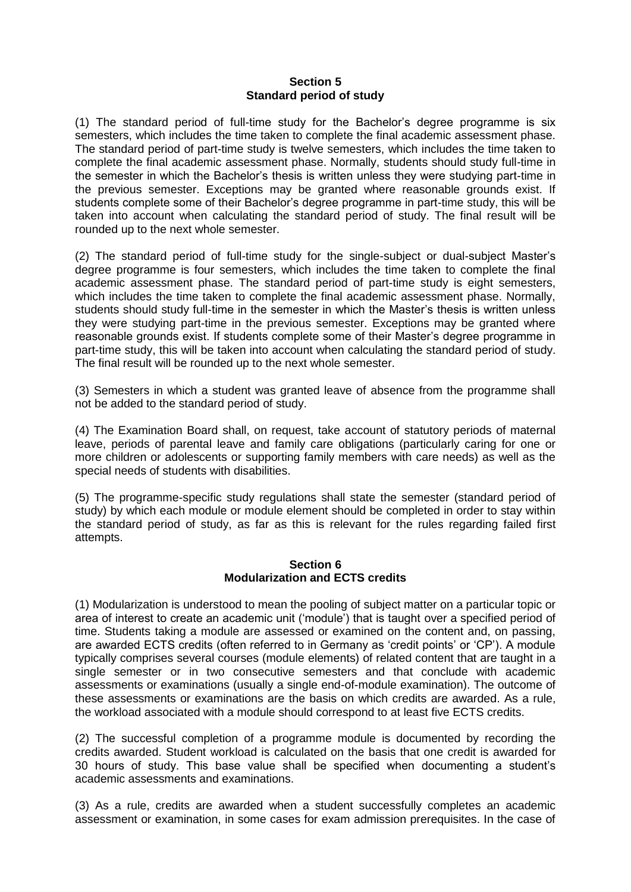## Section 5
## Standard period of study

(1) The standard period of full-time study for the Bachelor's degree programme is six semesters, which includes the time taken to complete the final academic assessment phase. The standard period of part-time study is twelve semesters, which includes the time taken to complete the final academic assessment phase. Normally, students should study full-time in the semester in which the Bachelor's thesis is written unless they were studying part-time in the previous semester. Exceptions may be granted where reasonable grounds exist. If students complete some of their Bachelor's degree programme in part-time study, this will be taken into account when calculating the standard period of study. The final result will be rounded up to the next whole semester.

(2) The standard period of full-time study for the single-subject or dual-subject Master's degree programme is four semesters, which includes the time taken to complete the final academic assessment phase. The standard period of part-time study is eight semesters, which includes the time taken to complete the final academic assessment phase. Normally, students should study full-time in the semester in which the Master's thesis is written unless they were studying part-time in the previous semester. Exceptions may be granted where reasonable grounds exist. If students complete some of their Master's degree programme in part-time study, this will be taken into account when calculating the standard period of study. The final result will be rounded up to the next whole semester.

(3) Semesters in which a student was granted leave of absence from the programme shall not be added to the standard period of study.

(4) The Examination Board shall, on request, take account of statutory periods of maternal leave, periods of parental leave and family care obligations (particularly caring for one or more children or adolescents or supporting family members with care needs) as well as the special needs of students with disabilities.

(5) The programme-specific study regulations shall state the semester (standard period of study) by which each module or module element should be completed in order to stay within the standard period of study, as far as this is relevant for the rules regarding failed first attempts.

## Section 6
## Modularization and ECTS credits

(1) Modularization is understood to mean the pooling of subject matter on a particular topic or area of interest to create an academic unit ('module') that is taught over a specified period of time. Students taking a module are assessed or examined on the content and, on passing, are awarded ECTS credits (often referred to in Germany as 'credit points' or 'CP'). A module typically comprises several courses (module elements) of related content that are taught in a single semester or in two consecutive semesters and that conclude with academic assessments or examinations (usually a single end-of-module examination). The outcome of these assessments or examinations are the basis on which credits are awarded. As a rule, the workload associated with a module should correspond to at least five ECTS credits.

(2) The successful completion of a programme module is documented by recording the credits awarded. Student workload is calculated on the basis that one credit is awarded for 30 hours of study. This base value shall be specified when documenting a student's academic assessments and examinations.

(3) As a rule, credits are awarded when a student successfully completes an academic assessment or examination, in some cases for exam admission prerequisites. In the case of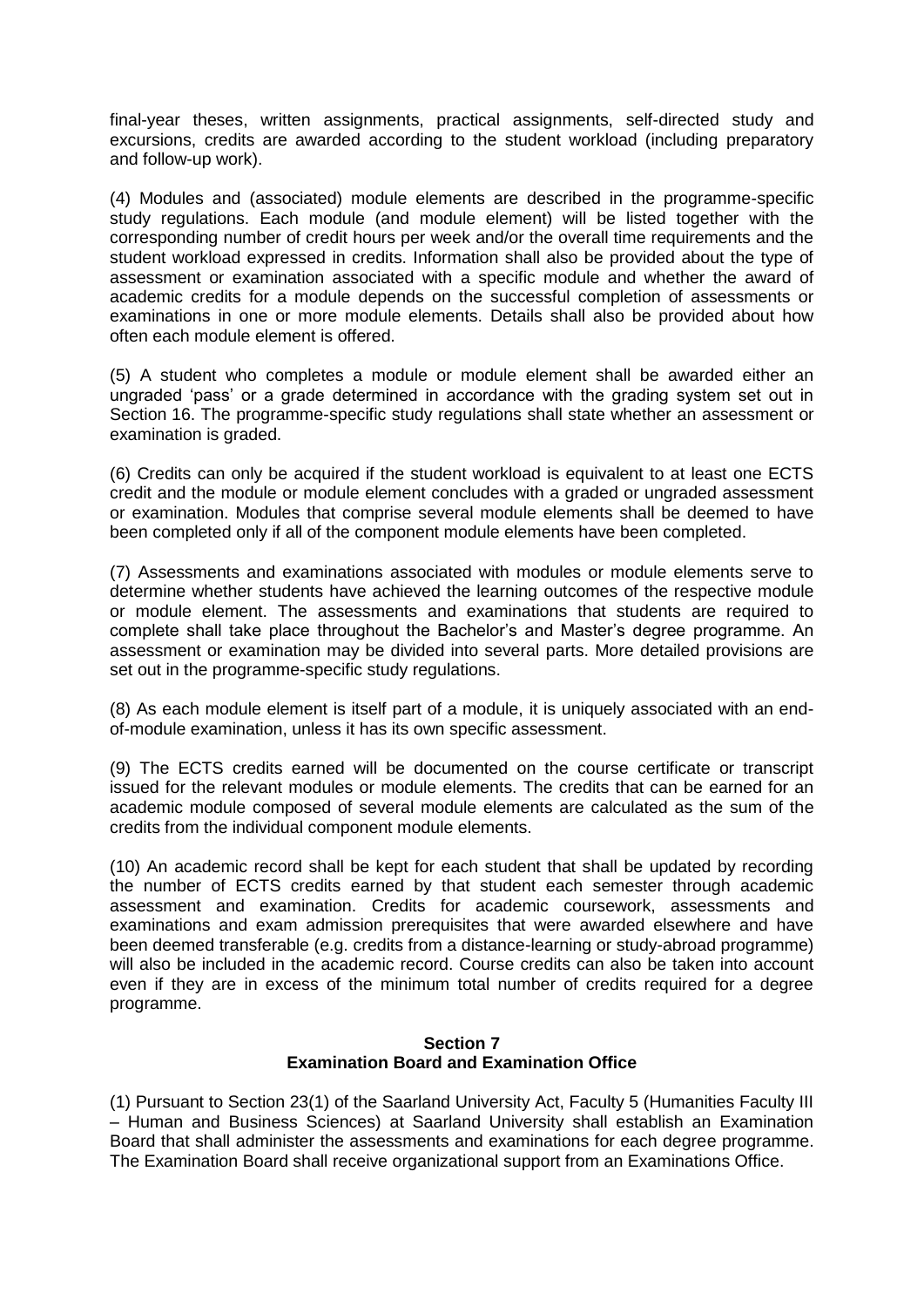final-year theses, written assignments, practical assignments, self-directed study and excursions, credits are awarded according to the student workload (including preparatory and follow-up work).

(4) Modules and (associated) module elements are described in the programme-specific study regulations. Each module (and module element) will be listed together with the corresponding number of credit hours per week and/or the overall time requirements and the student workload expressed in credits. Information shall also be provided about the type of assessment or examination associated with a specific module and whether the award of academic credits for a module depends on the successful completion of assessments or examinations in one or more module elements. Details shall also be provided about how often each module element is offered.

(5) A student who completes a module or module element shall be awarded either an ungraded 'pass' or a grade determined in accordance with the grading system set out in Section 16. The programme-specific study regulations shall state whether an assessment or examination is graded.

(6) Credits can only be acquired if the student workload is equivalent to at least one ECTS credit and the module or module element concludes with a graded or ungraded assessment or examination. Modules that comprise several module elements shall be deemed to have been completed only if all of the component module elements have been completed.

(7) Assessments and examinations associated with modules or module elements serve to determine whether students have achieved the learning outcomes of the respective module or module element. The assessments and examinations that students are required to complete shall take place throughout the Bachelor's and Master's degree programme. An assessment or examination may be divided into several parts. More detailed provisions are set out in the programme-specific study regulations.

(8) As each module element is itself part of a module, it is uniquely associated with an end-of-module examination, unless it has its own specific assessment.

(9) The ECTS credits earned will be documented on the course certificate or transcript issued for the relevant modules or module elements. The credits that can be earned for an academic module composed of several module elements are calculated as the sum of the credits from the individual component module elements.

(10) An academic record shall be kept for each student that shall be updated by recording the number of ECTS credits earned by that student each semester through academic assessment and examination. Credits for academic coursework, assessments and examinations and exam admission prerequisites that were awarded elsewhere and have been deemed transferable (e.g. credits from a distance-learning or study-abroad programme) will also be included in the academic record. Course credits can also be taken into account even if they are in excess of the minimum total number of credits required for a degree programme.

## Section 7
## Examination Board and Examination Office

(1) Pursuant to Section 23(1) of the Saarland University Act, Faculty 5 (Humanities Faculty III – Human and Business Sciences) at Saarland University shall establish an Examination Board that shall administer the assessments and examinations for each degree programme. The Examination Board shall receive organizational support from an Examinations Office.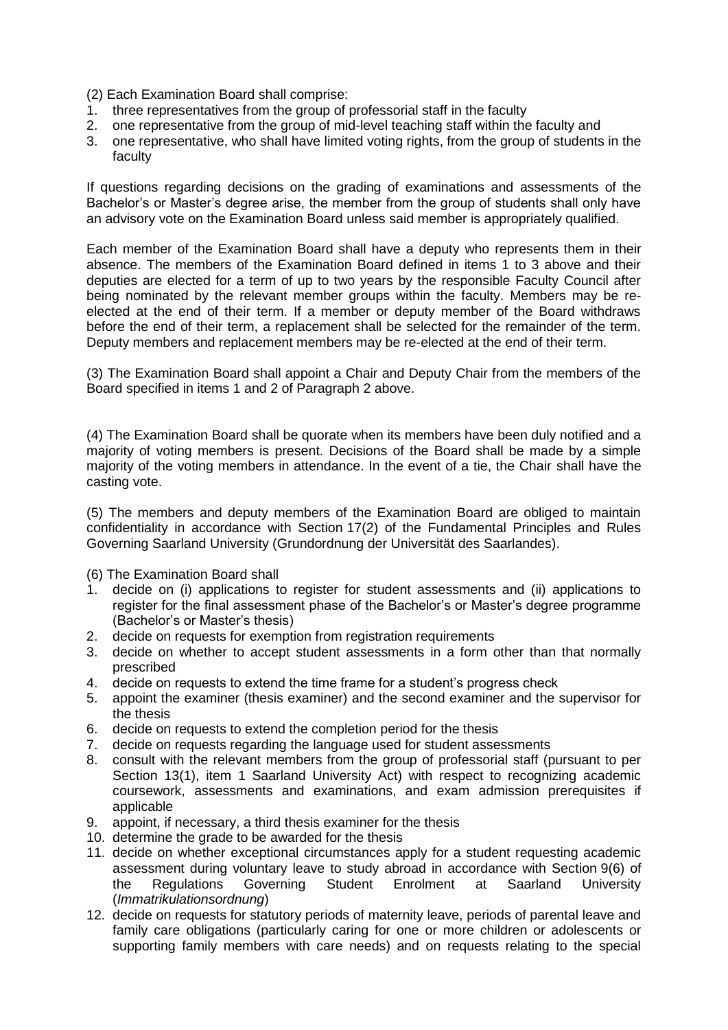(2) Each Examination Board shall comprise:

1. three representatives from the group of professorial staff in the faculty
2. one representative from the group of mid-level teaching staff within the faculty and
3. one representative, who shall have limited voting rights, from the group of students in the faculty

If questions regarding decisions on the grading of examinations and assessments of the Bachelor's or Master's degree arise, the member from the group of students shall only have an advisory vote on the Examination Board unless said member is appropriately qualified.

Each member of the Examination Board shall have a deputy who represents them in their absence. The members of the Examination Board defined in items 1 to 3 above and their deputies are elected for a term of up to two years by the responsible Faculty Council after being nominated by the relevant member groups within the faculty. Members may be re-elected at the end of their term. If a member or deputy member of the Board withdraws before the end of their term, a replacement shall be selected for the remainder of the term. Deputy members and replacement members may be re-elected at the end of their term.

(3) The Examination Board shall appoint a Chair and Deputy Chair from the members of the Board specified in items 1 and 2 of Paragraph 2 above.

(4) The Examination Board shall be quorate when its members have been duly notified and a majority of voting members is present. Decisions of the Board shall be made by a simple majority of the voting members in attendance. In the event of a tie, the Chair shall have the casting vote.

(5) The members and deputy members of the Examination Board are obliged to maintain confidentiality in accordance with Section 17(2) of the Fundamental Principles and Rules Governing Saarland University (Grundordnung der Universität des Saarlandes).

(6) The Examination Board shall

1. decide on (i) applications to register for student assessments and (ii) applications to register for the final assessment phase of the Bachelor's or Master's degree programme (Bachelor's or Master's thesis)
2. decide on requests for exemption from registration requirements
3. decide on whether to accept student assessments in a form other than that normally prescribed
4. decide on requests to extend the time frame for a student's progress check
5. appoint the examiner (thesis examiner) and the second examiner and the supervisor for the thesis
6. decide on requests to extend the completion period for the thesis
7. decide on requests regarding the language used for student assessments
8. consult with the relevant members from the group of professorial staff (pursuant to per Section 13(1), item 1 Saarland University Act) with respect to recognizing academic coursework, assessments and examinations, and exam admission prerequisites if applicable
9. appoint, if necessary, a third thesis examiner for the thesis
10. determine the grade to be awarded for the thesis
11. decide on whether exceptional circumstances apply for a student requesting academic assessment during voluntary leave to study abroad in accordance with Section 9(6) of the Regulations Governing Student Enrolment at Saarland University (*Immatrikulationsordnung*)
12. decide on requests for statutory periods of maternity leave, periods of parental leave and family care obligations (particularly caring for one or more children or adolescents or supporting family members with care needs) and on requests relating to the special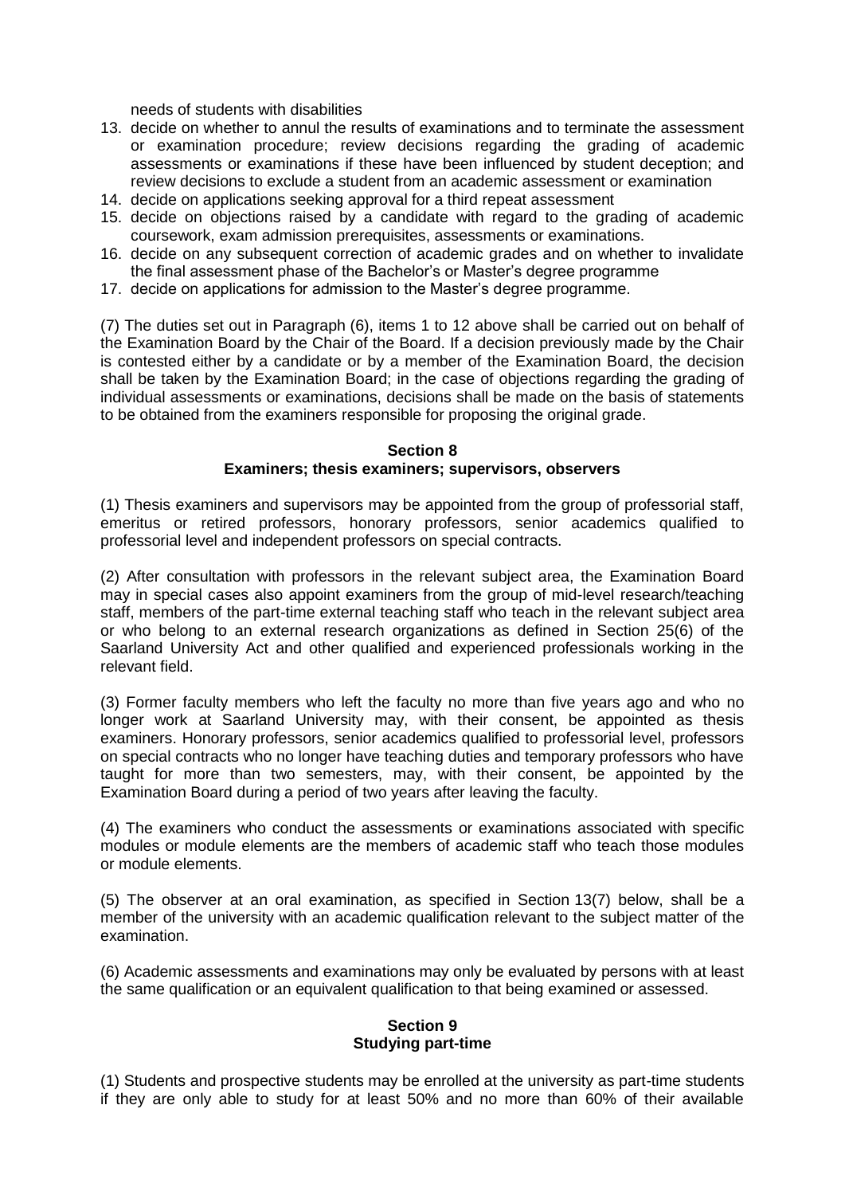needs of students with disabilities

13. decide on whether to annul the results of examinations and to terminate the assessment or examination procedure; review decisions regarding the grading of academic assessments or examinations if these have been influenced by student deception; and review decisions to exclude a student from an academic assessment or examination
14. decide on applications seeking approval for a third repeat assessment
15. decide on objections raised by a candidate with regard to the grading of academic coursework, exam admission prerequisites, assessments or examinations.
16. decide on any subsequent correction of academic grades and on whether to invalidate the final assessment phase of the Bachelor's or Master's degree programme
17. decide on applications for admission to the Master's degree programme.

(7) The duties set out in Paragraph (6), items 1 to 12 above shall be carried out on behalf of the Examination Board by the Chair of the Board. If a decision previously made by the Chair is contested either by a candidate or by a member of the Examination Board, the decision shall be taken by the Examination Board; in the case of objections regarding the grading of individual assessments or examinations, decisions shall be made on the basis of statements to be obtained from the examiners responsible for proposing the original grade.

## Section 8
## Examiners; thesis examiners; supervisors, observers

(1) Thesis examiners and supervisors may be appointed from the group of professorial staff, emeritus or retired professors, honorary professors, senior academics qualified to professorial level and independent professors on special contracts.

(2) After consultation with professors in the relevant subject area, the Examination Board may in special cases also appoint examiners from the group of mid-level research/teaching staff, members of the part-time external teaching staff who teach in the relevant subject area or who belong to an external research organizations as defined in Section 25(6) of the Saarland University Act and other qualified and experienced professionals working in the relevant field.

(3) Former faculty members who left the faculty no more than five years ago and who no longer work at Saarland University may, with their consent, be appointed as thesis examiners. Honorary professors, senior academics qualified to professorial level, professors on special contracts who no longer have teaching duties and temporary professors who have taught for more than two semesters, may, with their consent, be appointed by the Examination Board during a period of two years after leaving the faculty.

(4) The examiners who conduct the assessments or examinations associated with specific modules or module elements are the members of academic staff who teach those modules or module elements.

(5) The observer at an oral examination, as specified in Section 13(7) below, shall be a member of the university with an academic qualification relevant to the subject matter of the examination.

(6) Academic assessments and examinations may only be evaluated by persons with at least the same qualification or an equivalent qualification to that being examined or assessed.

## Section 9
## Studying part-time

(1) Students and prospective students may be enrolled at the university as part-time students if they are only able to study for at least 50% and no more than 60% of their available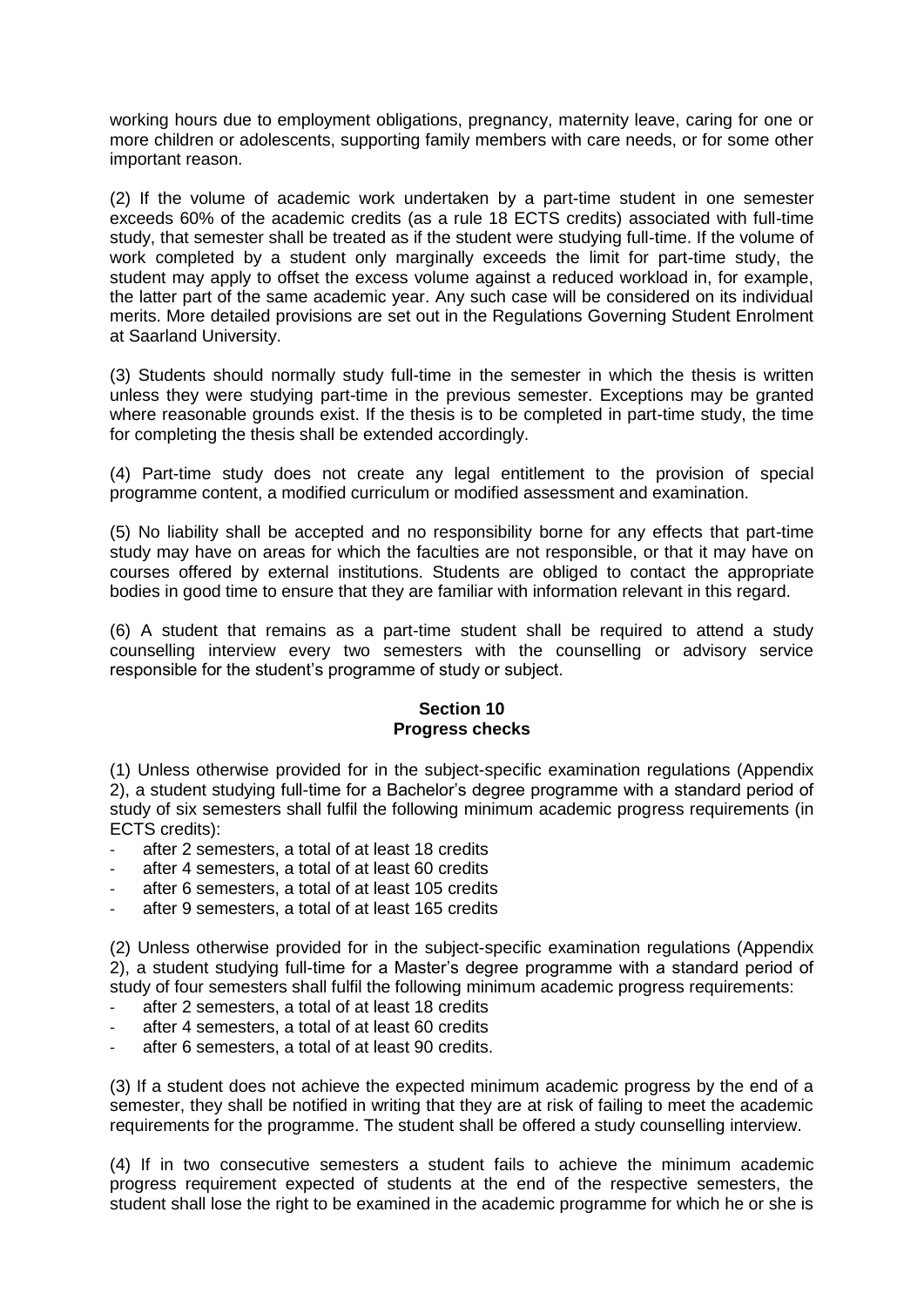working hours due to employment obligations, pregnancy, maternity leave, caring for one or more children or adolescents, supporting family members with care needs, or for some other important reason.

(2) If the volume of academic work undertaken by a part-time student in one semester exceeds 60% of the academic credits (as a rule 18 ECTS credits) associated with full-time study, that semester shall be treated as if the student were studying full-time. If the volume of work completed by a student only marginally exceeds the limit for part-time study, the student may apply to offset the excess volume against a reduced workload in, for example, the latter part of the same academic year. Any such case will be considered on its individual merits. More detailed provisions are set out in the Regulations Governing Student Enrolment at Saarland University.

(3) Students should normally study full-time in the semester in which the thesis is written unless they were studying part-time in the previous semester. Exceptions may be granted where reasonable grounds exist. If the thesis is to be completed in part-time study, the time for completing the thesis shall be extended accordingly.

(4) Part-time study does not create any legal entitlement to the provision of special programme content, a modified curriculum or modified assessment and examination.

(5) No liability shall be accepted and no responsibility borne for any effects that part-time study may have on areas for which the faculties are not responsible, or that it may have on courses offered by external institutions. Students are obliged to contact the appropriate bodies in good time to ensure that they are familiar with information relevant in this regard.

(6) A student that remains as a part-time student shall be required to attend a study counselling interview every two semesters with the counselling or advisory service responsible for the student's programme of study or subject.

## Section 10
## Progress checks

(1) Unless otherwise provided for in the subject-specific examination regulations (Appendix 2), a student studying full-time for a Bachelor's degree programme with a standard period of study of six semesters shall fulfil the following minimum academic progress requirements (in ECTS credits):

- after 2 semesters, a total of at least 18 credits
- after 4 semesters, a total of at least 60 credits
- after 6 semesters, a total of at least 105 credits
- after 9 semesters, a total of at least 165 credits

(2) Unless otherwise provided for in the subject-specific examination regulations (Appendix 2), a student studying full-time for a Master's degree programme with a standard period of study of four semesters shall fulfil the following minimum academic progress requirements:

- after 2 semesters, a total of at least 18 credits
- after 4 semesters, a total of at least 60 credits
- after 6 semesters, a total of at least 90 credits.

(3) If a student does not achieve the expected minimum academic progress by the end of a semester, they shall be notified in writing that they are at risk of failing to meet the academic requirements for the programme. The student shall be offered a study counselling interview.

(4) If in two consecutive semesters a student fails to achieve the minimum academic progress requirement expected of students at the end of the respective semesters, the student shall lose the right to be examined in the academic programme for which he or she is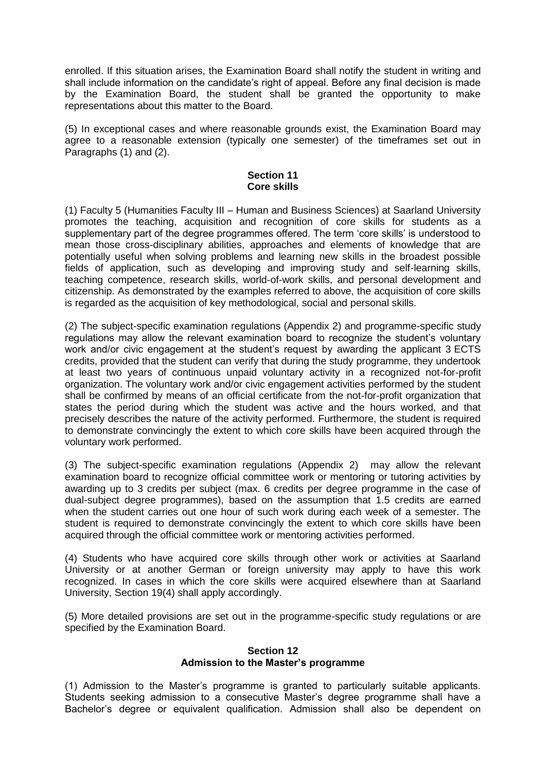enrolled. If this situation arises, the Examination Board shall notify the student in writing and shall include information on the candidate's right of appeal. Before any final decision is made by the Examination Board, the student shall be granted the opportunity to make representations about this matter to the Board.

(5) In exceptional cases and where reasonable grounds exist, the Examination Board may agree to a reasonable extension (typically one semester) of the timeframes set out in Paragraphs (1) and (2).

## Section 11
## Core skills

(1) Faculty 5 (Humanities Faculty III – Human and Business Sciences) at Saarland University promotes the teaching, acquisition and recognition of core skills for students as a supplementary part of the degree programmes offered. The term 'core skills' is understood to mean those cross-disciplinary abilities, approaches and elements of knowledge that are potentially useful when solving problems and learning new skills in the broadest possible fields of application, such as developing and improving study and self-learning skills, teaching competence, research skills, world-of-work skills, and personal development and citizenship. As demonstrated by the examples referred to above, the acquisition of core skills is regarded as the acquisition of key methodological, social and personal skills.

(2) The subject-specific examination regulations (Appendix 2) and programme-specific study regulations may allow the relevant examination board to recognize the student's voluntary work and/or civic engagement at the student's request by awarding the applicant 3 ECTS credits, provided that the student can verify that during the study programme, they undertook at least two years of continuous unpaid voluntary activity in a recognized not-for-profit organization. The voluntary work and/or civic engagement activities performed by the student shall be confirmed by means of an official certificate from the not-for-profit organization that states the period during which the student was active and the hours worked, and that precisely describes the nature of the activity performed. Furthermore, the student is required to demonstrate convincingly the extent to which core skills have been acquired through the voluntary work performed.

(3) The subject-specific examination regulations (Appendix 2) may allow the relevant examination board to recognize official committee work or mentoring or tutoring activities by awarding up to 3 credits per subject (max. 6 credits per degree programme in the case of dual-subject degree programmes), based on the assumption that 1.5 credits are earned when the student carries out one hour of such work during each week of a semester. The student is required to demonstrate convincingly the extent to which core skills have been acquired through the official committee work or mentoring activities performed.

(4) Students who have acquired core skills through other work or activities at Saarland University or at another German or foreign university may apply to have this work recognized. In cases in which the core skills were acquired elsewhere than at Saarland University, Section 19(4) shall apply accordingly.

(5) More detailed provisions are set out in the programme-specific study regulations or are specified by the Examination Board.

## Section 12
## Admission to the Master's programme

(1) Admission to the Master's programme is granted to particularly suitable applicants. Students seeking admission to a consecutive Master's degree programme shall have a Bachelor's degree or equivalent qualification. Admission shall also be dependent on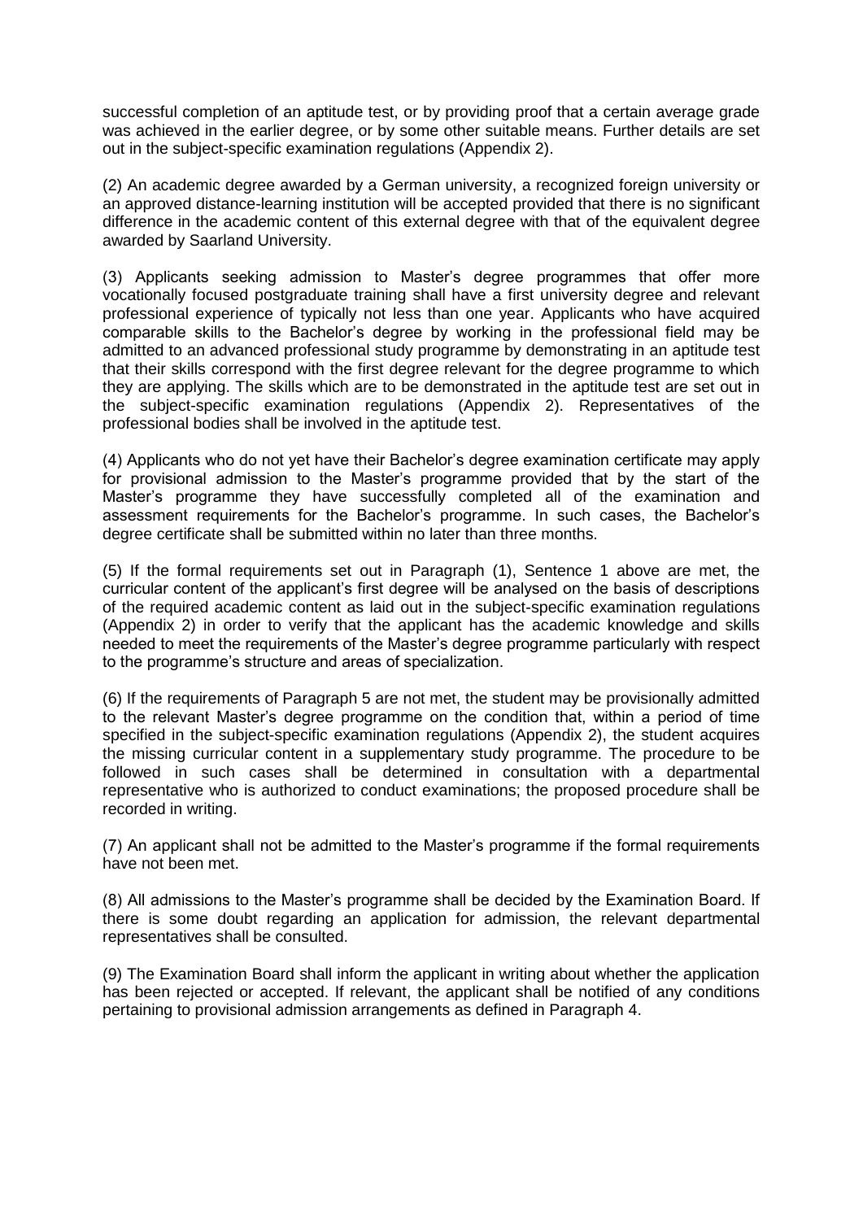successful completion of an aptitude test, or by providing proof that a certain average grade was achieved in the earlier degree, or by some other suitable means. Further details are set out in the subject-specific examination regulations (Appendix 2).

(2) An academic degree awarded by a German university, a recognized foreign university or an approved distance-learning institution will be accepted provided that there is no significant difference in the academic content of this external degree with that of the equivalent degree awarded by Saarland University.

(3) Applicants seeking admission to Master's degree programmes that offer more vocationally focused postgraduate training shall have a first university degree and relevant professional experience of typically not less than one year. Applicants who have acquired comparable skills to the Bachelor's degree by working in the professional field may be admitted to an advanced professional study programme by demonstrating in an aptitude test that their skills correspond with the first degree relevant for the degree programme to which they are applying. The skills which are to be demonstrated in the aptitude test are set out in the subject-specific examination regulations (Appendix 2). Representatives of the professional bodies shall be involved in the aptitude test.

(4) Applicants who do not yet have their Bachelor's degree examination certificate may apply for provisional admission to the Master's programme provided that by the start of the Master's programme they have successfully completed all of the examination and assessment requirements for the Bachelor's programme. In such cases, the Bachelor's degree certificate shall be submitted within no later than three months.

(5) If the formal requirements set out in Paragraph (1), Sentence 1 above are met, the curricular content of the applicant's first degree will be analysed on the basis of descriptions of the required academic content as laid out in the subject-specific examination regulations (Appendix 2) in order to verify that the applicant has the academic knowledge and skills needed to meet the requirements of the Master's degree programme particularly with respect to the programme's structure and areas of specialization.

(6) If the requirements of Paragraph 5 are not met, the student may be provisionally admitted to the relevant Master's degree programme on the condition that, within a period of time specified in the subject-specific examination regulations (Appendix 2), the student acquires the missing curricular content in a supplementary study programme. The procedure to be followed in such cases shall be determined in consultation with a departmental representative who is authorized to conduct examinations; the proposed procedure shall be recorded in writing.

(7) An applicant shall not be admitted to the Master's programme if the formal requirements have not been met.

(8) All admissions to the Master's programme shall be decided by the Examination Board. If there is some doubt regarding an application for admission, the relevant departmental representatives shall be consulted.

(9) The Examination Board shall inform the applicant in writing about whether the application has been rejected or accepted. If relevant, the applicant shall be notified of any conditions pertaining to provisional admission arrangements as defined in Paragraph 4.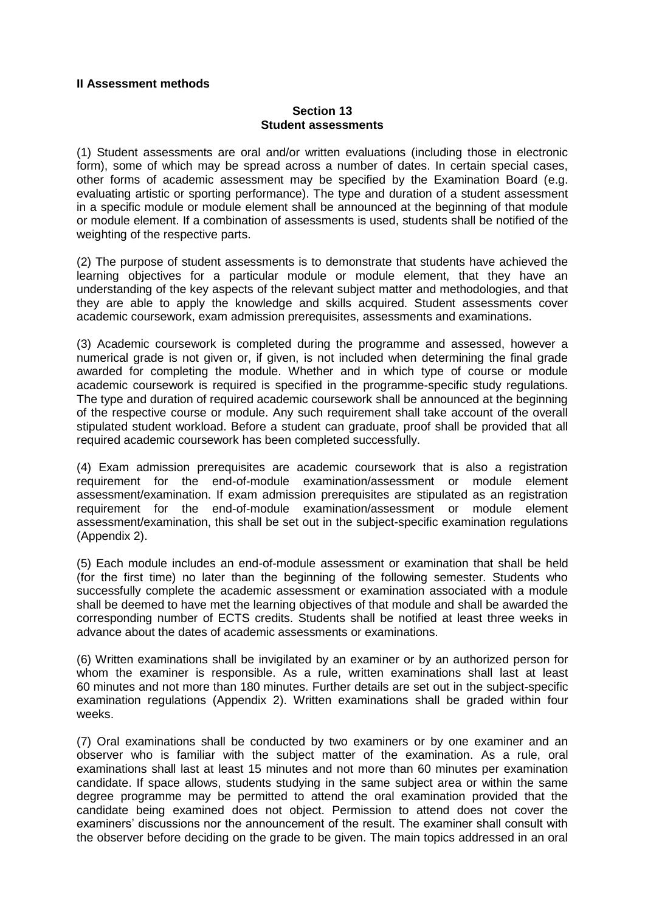**II Assessment methods**

**Section 13**
**Student assessments**

(1) Student assessments are oral and/or written evaluations (including those in electronic form), some of which may be spread across a number of dates. In certain special cases, other forms of academic assessment may be specified by the Examination Board (e.g. evaluating artistic or sporting performance). The type and duration of a student assessment in a specific module or module element shall be announced at the beginning of that module or module element. If a combination of assessments is used, students shall be notified of the weighting of the respective parts.

(2) The purpose of student assessments is to demonstrate that students have achieved the learning objectives for a particular module or module element, that they have an understanding of the key aspects of the relevant subject matter and methodologies, and that they are able to apply the knowledge and skills acquired. Student assessments cover academic coursework, exam admission prerequisites, assessments and examinations.

(3) Academic coursework is completed during the programme and assessed, however a numerical grade is not given or, if given, is not included when determining the final grade awarded for completing the module. Whether and in which type of course or module academic coursework is required is specified in the programme-specific study regulations. The type and duration of required academic coursework shall be announced at the beginning of the respective course or module. Any such requirement shall take account of the overall stipulated student workload. Before a student can graduate, proof shall be provided that all required academic coursework has been completed successfully.

(4) Exam admission prerequisites are academic coursework that is also a registration requirement for the end-of-module examination/assessment or module element assessment/examination. If exam admission prerequisites are stipulated as an registration requirement for the end-of-module examination/assessment or module element assessment/examination, this shall be set out in the subject-specific examination regulations (Appendix 2).

(5) Each module includes an end-of-module assessment or examination that shall be held (for the first time) no later than the beginning of the following semester. Students who successfully complete the academic assessment or examination associated with a module shall be deemed to have met the learning objectives of that module and shall be awarded the corresponding number of ECTS credits. Students shall be notified at least three weeks in advance about the dates of academic assessments or examinations.

(6) Written examinations shall be invigilated by an examiner or by an authorized person for whom the examiner is responsible. As a rule, written examinations shall last at least 60 minutes and not more than 180 minutes. Further details are set out in the subject-specific examination regulations (Appendix 2). Written examinations shall be graded within four weeks.

(7) Oral examinations shall be conducted by two examiners or by one examiner and an observer who is familiar with the subject matter of the examination. As a rule, oral examinations shall last at least 15 minutes and not more than 60 minutes per examination candidate. If space allows, students studying in the same subject area or within the same degree programme may be permitted to attend the oral examination provided that the candidate being examined does not object. Permission to attend does not cover the examiners' discussions nor the announcement of the result. The examiner shall consult with the observer before deciding on the grade to be given. The main topics addressed in an oral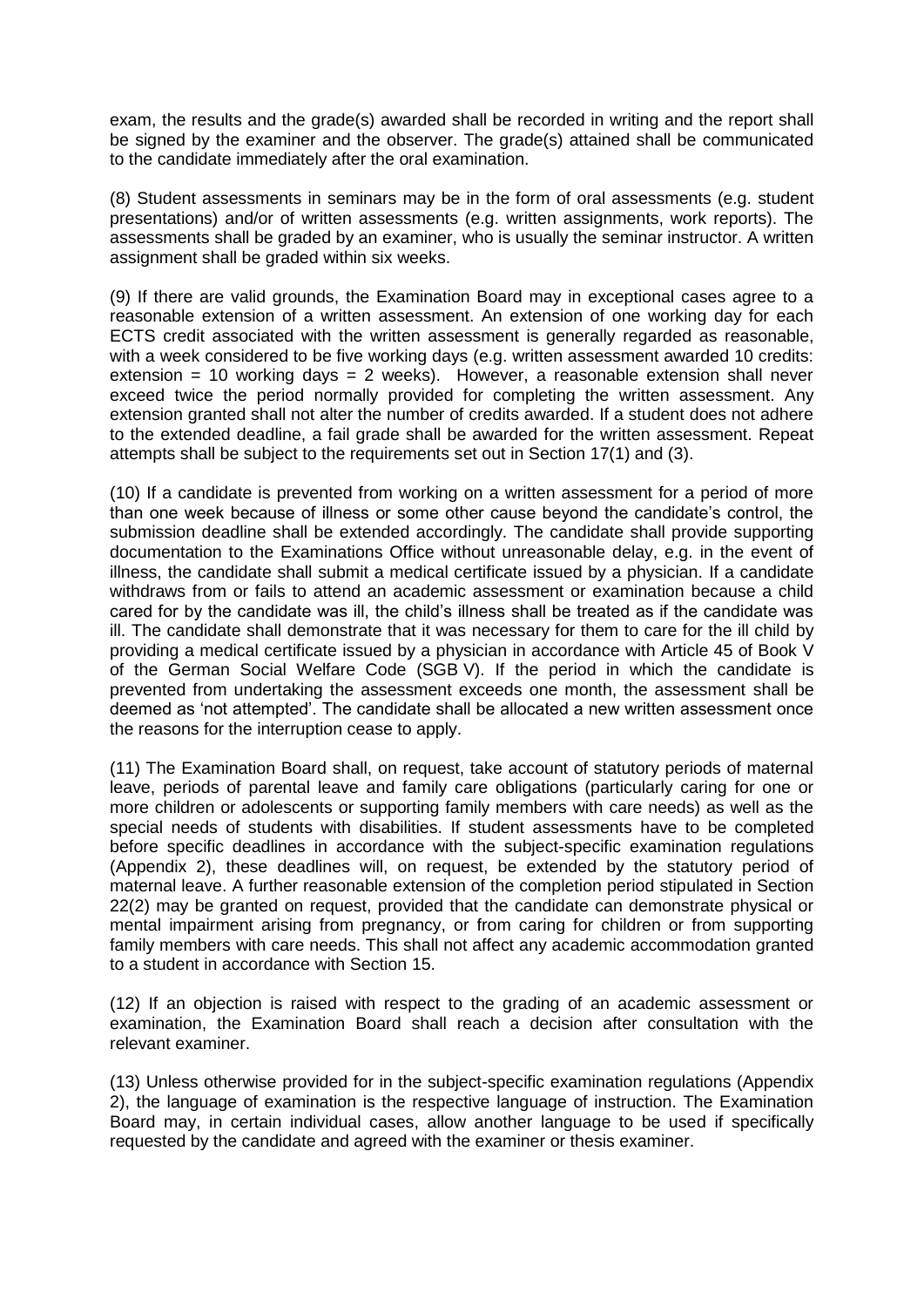exam, the results and the grade(s) awarded shall be recorded in writing and the report shall be signed by the examiner and the observer. The grade(s) attained shall be communicated to the candidate immediately after the oral examination.

(8) Student assessments in seminars may be in the form of oral assessments (e.g. student presentations) and/or of written assessments (e.g. written assignments, work reports). The assessments shall be graded by an examiner, who is usually the seminar instructor. A written assignment shall be graded within six weeks.

(9) If there are valid grounds, the Examination Board may in exceptional cases agree to a reasonable extension of a written assessment. An extension of one working day for each ECTS credit associated with the written assessment is generally regarded as reasonable, with a week considered to be five working days (e.g. written assessment awarded 10 credits: extension = 10 working days = 2 weeks). However, a reasonable extension shall never exceed twice the period normally provided for completing the written assessment. Any extension granted shall not alter the number of credits awarded. If a student does not adhere to the extended deadline, a fail grade shall be awarded for the written assessment. Repeat attempts shall be subject to the requirements set out in Section 17(1) and (3).

(10) If a candidate is prevented from working on a written assessment for a period of more than one week because of illness or some other cause beyond the candidate's control, the submission deadline shall be extended accordingly. The candidate shall provide supporting documentation to the Examinations Office without unreasonable delay, e.g. in the event of illness, the candidate shall submit a medical certificate issued by a physician. If a candidate withdraws from or fails to attend an academic assessment or examination because a child cared for by the candidate was ill, the child's illness shall be treated as if the candidate was ill. The candidate shall demonstrate that it was necessary for them to care for the ill child by providing a medical certificate issued by a physician in accordance with Article 45 of Book V of the German Social Welfare Code (SGB V). If the period in which the candidate is prevented from undertaking the assessment exceeds one month, the assessment shall be deemed as 'not attempted'. The candidate shall be allocated a new written assessment once the reasons for the interruption cease to apply.

(11) The Examination Board shall, on request, take account of statutory periods of maternal leave, periods of parental leave and family care obligations (particularly caring for one or more children or adolescents or supporting family members with care needs) as well as the special needs of students with disabilities. If student assessments have to be completed before specific deadlines in accordance with the subject-specific examination regulations (Appendix 2), these deadlines will, on request, be extended by the statutory period of maternal leave. A further reasonable extension of the completion period stipulated in Section 22(2) may be granted on request, provided that the candidate can demonstrate physical or mental impairment arising from pregnancy, or from caring for children or from supporting family members with care needs. This shall not affect any academic accommodation granted to a student in accordance with Section 15.

(12) If an objection is raised with respect to the grading of an academic assessment or examination, the Examination Board shall reach a decision after consultation with the relevant examiner.

(13) Unless otherwise provided for in the subject-specific examination regulations (Appendix 2), the language of examination is the respective language of instruction. The Examination Board may, in certain individual cases, allow another language to be used if specifically requested by the candidate and agreed with the examiner or thesis examiner.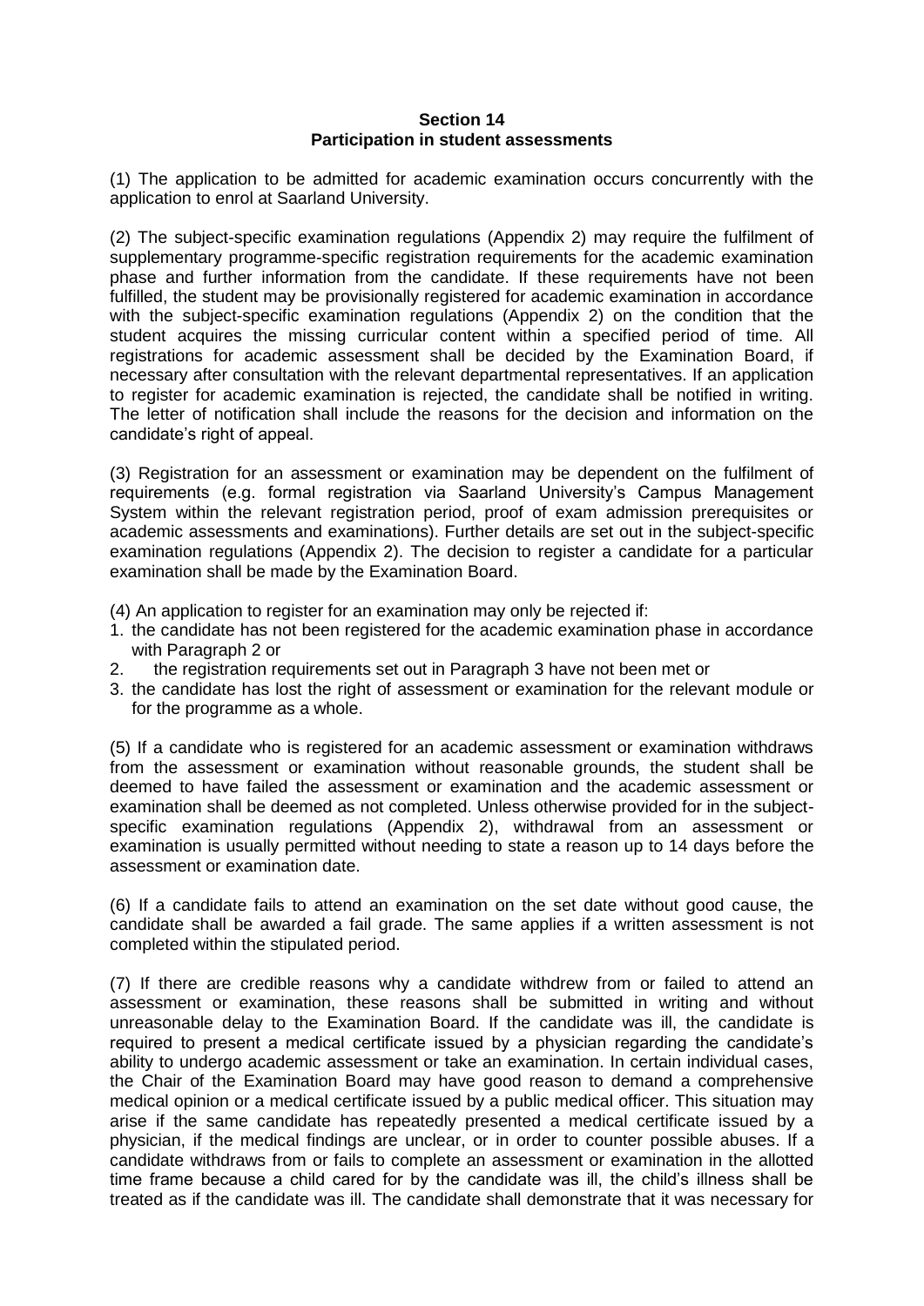**Section 14**
**Participation in student assessments**

(1) The application to be admitted for academic examination occurs concurrently with the application to enrol at Saarland University.

(2) The subject-specific examination regulations (Appendix 2) may require the fulfilment of supplementary programme-specific registration requirements for the academic examination phase and further information from the candidate. If these requirements have not been fulfilled, the student may be provisionally registered for academic examination in accordance with the subject-specific examination regulations (Appendix 2) on the condition that the student acquires the missing curricular content within a specified period of time. All registrations for academic assessment shall be decided by the Examination Board, if necessary after consultation with the relevant departmental representatives. If an application to register for academic examination is rejected, the candidate shall be notified in writing. The letter of notification shall include the reasons for the decision and information on the candidate's right of appeal.

(3) Registration for an assessment or examination may be dependent on the fulfilment of requirements (e.g. formal registration via Saarland University's Campus Management System within the relevant registration period, proof of exam admission prerequisites or academic assessments and examinations). Further details are set out in the subject-specific examination regulations (Appendix 2). The decision to register a candidate for a particular examination shall be made by the Examination Board.

(4) An application to register for an examination may only be rejected if:

1. the candidate has not been registered for the academic examination phase in accordance with Paragraph 2 or
2. the registration requirements set out in Paragraph 3 have not been met or
3. the candidate has lost the right of assessment or examination for the relevant module or for the programme as a whole.

(5) If a candidate who is registered for an academic assessment or examination withdraws from the assessment or examination without reasonable grounds, the student shall be deemed to have failed the assessment or examination and the academic assessment or examination shall be deemed as not completed. Unless otherwise provided for in the subject-specific examination regulations (Appendix 2), withdrawal from an assessment or examination is usually permitted without needing to state a reason up to 14 days before the assessment or examination date.

(6) If a candidate fails to attend an examination on the set date without good cause, the candidate shall be awarded a fail grade. The same applies if a written assessment is not completed within the stipulated period.

(7) If there are credible reasons why a candidate withdrew from or failed to attend an assessment or examination, these reasons shall be submitted in writing and without unreasonable delay to the Examination Board. If the candidate was ill, the candidate is required to present a medical certificate issued by a physician regarding the candidate's ability to undergo academic assessment or take an examination. In certain individual cases, the Chair of the Examination Board may have good reason to demand a comprehensive medical opinion or a medical certificate issued by a public medical officer. This situation may arise if the same candidate has repeatedly presented a medical certificate issued by a physician, if the medical findings are unclear, or in order to counter possible abuses. If a candidate withdraws from or fails to complete an assessment or examination in the allotted time frame because a child cared for by the candidate was ill, the child's illness shall be treated as if the candidate was ill. The candidate shall demonstrate that it was necessary for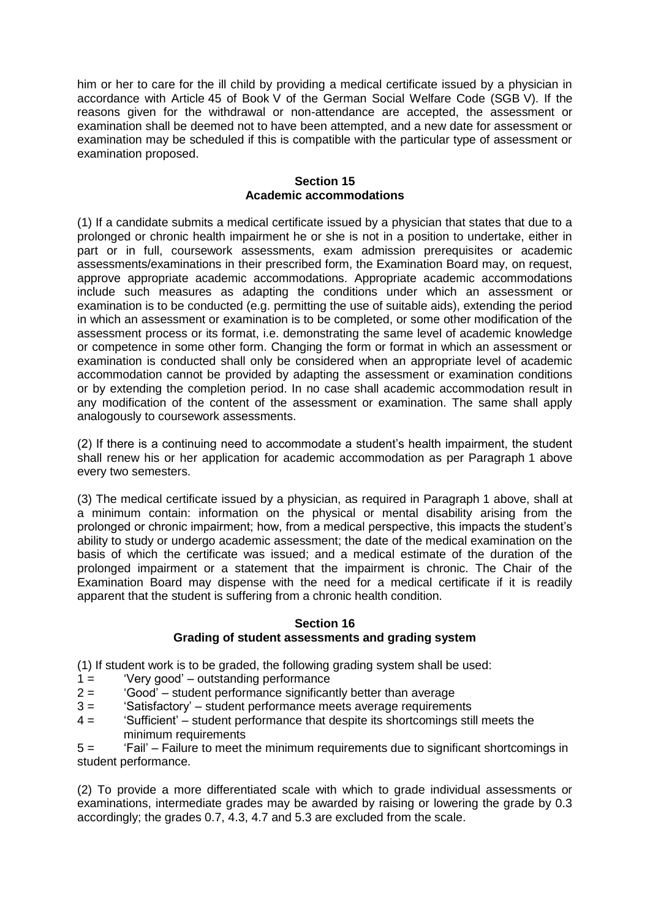him or her to care for the ill child by providing a medical certificate issued by a physician in accordance with Article 45 of Book V of the German Social Welfare Code (SGB V). If the reasons given for the withdrawal or non-attendance are accepted, the assessment or examination shall be deemed not to have been attempted, and a new date for assessment or examination may be scheduled if this is compatible with the particular type of assessment or examination proposed.

## Section 15
## Academic accommodations

(1) If a candidate submits a medical certificate issued by a physician that states that due to a prolonged or chronic health impairment he or she is not in a position to undertake, either in part or in full, coursework assessments, exam admission prerequisites or academic assessments/examinations in their prescribed form, the Examination Board may, on request, approve appropriate academic accommodations. Appropriate academic accommodations include such measures as adapting the conditions under which an assessment or examination is to be conducted (e.g. permitting the use of suitable aids), extending the period in which an assessment or examination is to be completed, or some other modification of the assessment process or its format, i.e. demonstrating the same level of academic knowledge or competence in some other form. Changing the form or format in which an assessment or examination is conducted shall only be considered when an appropriate level of academic accommodation cannot be provided by adapting the assessment or examination conditions or by extending the completion period. In no case shall academic accommodation result in any modification of the content of the assessment or examination. The same shall apply analogously to coursework assessments.

(2) If there is a continuing need to accommodate a student's health impairment, the student shall renew his or her application for academic accommodation as per Paragraph 1 above every two semesters.

(3) The medical certificate issued by a physician, as required in Paragraph 1 above, shall at a minimum contain: information on the physical or mental disability arising from the prolonged or chronic impairment; how, from a medical perspective, this impacts the student's ability to study or undergo academic assessment; the date of the medical examination on the basis of which the certificate was issued; and a medical estimate of the duration of the prolonged impairment or a statement that the impairment is chronic. The Chair of the Examination Board may dispense with the need for a medical certificate if it is readily apparent that the student is suffering from a chronic health condition.

## Section 16
## Grading of student assessments and grading system

(1) If student work is to be graded, the following grading system shall be used:

1 = 'Very good' – outstanding performance
2 = 'Good' – student performance significantly better than average
3 = 'Satisfactory' – student performance meets average requirements
4 = 'Sufficient' – student performance that despite its shortcomings still meets the minimum requirements
5 = 'Fail' – Failure to meet the minimum requirements due to significant shortcomings in student performance.

(2) To provide a more differentiated scale with which to grade individual assessments or examinations, intermediate grades may be awarded by raising or lowering the grade by 0.3 accordingly; the grades 0.7, 4.3, 4.7 and 5.3 are excluded from the scale.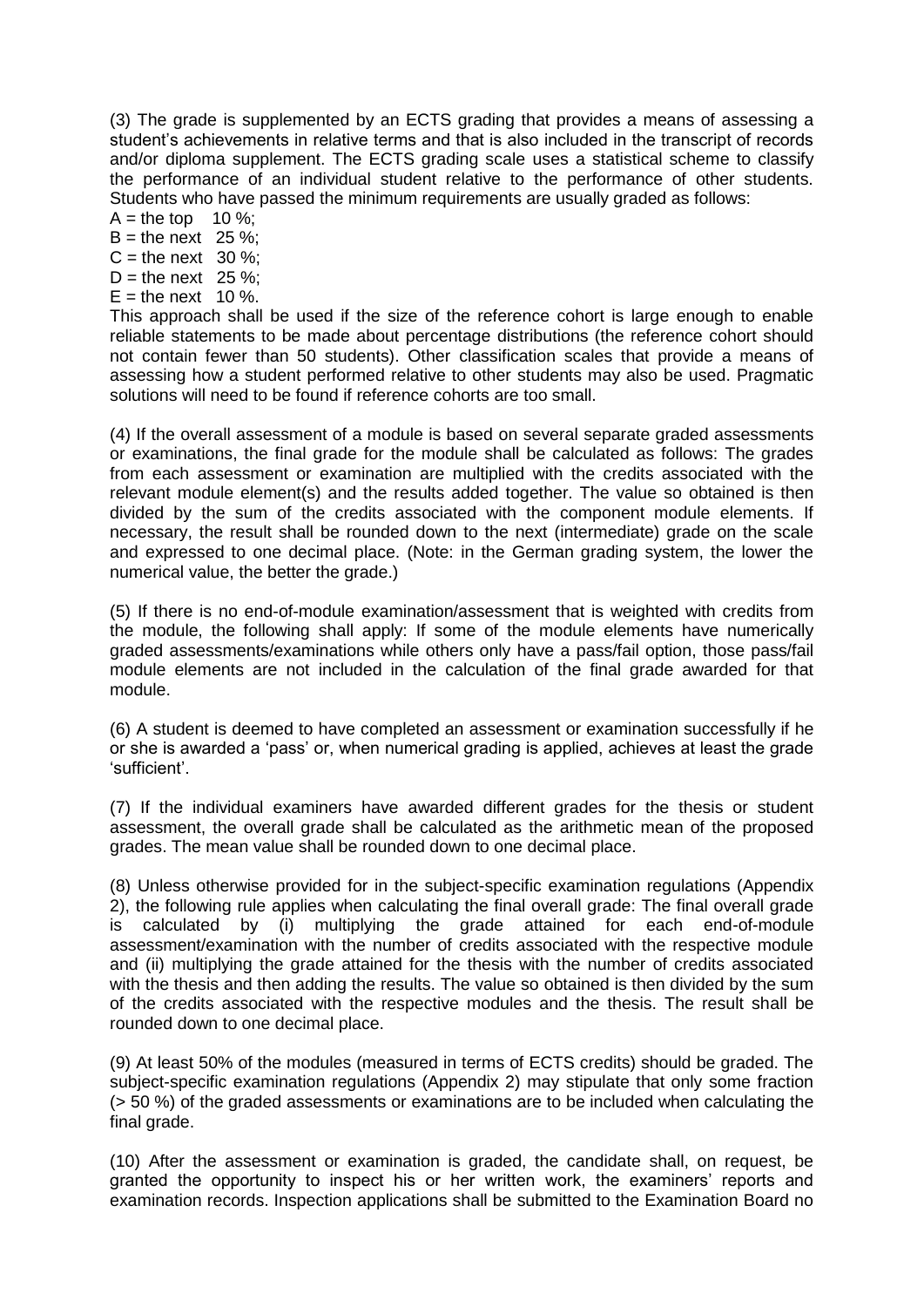(3) The grade is supplemented by an ECTS grading that provides a means of assessing a student's achievements in relative terms and that is also included in the transcript of records and/or diploma supplement. The ECTS grading scale uses a statistical scheme to classify the performance of an individual student relative to the performance of other students. Students who have passed the minimum requirements are usually graded as follows:

A = the top 10 %;
B = the next 25 %;
C = the next 30 %;
D = the next 25 %;
E = the next 10 %.

This approach shall be used if the size of the reference cohort is large enough to enable reliable statements to be made about percentage distributions (the reference cohort should not contain fewer than 50 students). Other classification scales that provide a means of assessing how a student performed relative to other students may also be used. Pragmatic solutions will need to be found if reference cohorts are too small.

(4) If the overall assessment of a module is based on several separate graded assessments or examinations, the final grade for the module shall be calculated as follows: The grades from each assessment or examination are multiplied with the credits associated with the relevant module element(s) and the results added together. The value so obtained is then divided by the sum of the credits associated with the component module elements. If necessary, the result shall be rounded down to the next (intermediate) grade on the scale and expressed to one decimal place. (Note: in the German grading system, the lower the numerical value, the better the grade.)

(5) If there is no end-of-module examination/assessment that is weighted with credits from the module, the following shall apply: If some of the module elements have numerically graded assessments/examinations while others only have a pass/fail option, those pass/fail module elements are not included in the calculation of the final grade awarded for that module.

(6) A student is deemed to have completed an assessment or examination successfully if he or she is awarded a 'pass' or, when numerical grading is applied, achieves at least the grade 'sufficient'.

(7) If the individual examiners have awarded different grades for the thesis or student assessment, the overall grade shall be calculated as the arithmetic mean of the proposed grades. The mean value shall be rounded down to one decimal place.

(8) Unless otherwise provided for in the subject-specific examination regulations (Appendix 2), the following rule applies when calculating the final overall grade: The final overall grade is calculated by (i) multiplying the grade attained for each end-of-module assessment/examination with the number of credits associated with the respective module and (ii) multiplying the grade attained for the thesis with the number of credits associated with the thesis and then adding the results. The value so obtained is then divided by the sum of the credits associated with the respective modules and the thesis. The result shall be rounded down to one decimal place.

(9) At least 50% of the modules (measured in terms of ECTS credits) should be graded. The subject-specific examination regulations (Appendix 2) may stipulate that only some fraction (> 50 %) of the graded assessments or examinations are to be included when calculating the final grade.

(10) After the assessment or examination is graded, the candidate shall, on request, be granted the opportunity to inspect his or her written work, the examiners' reports and examination records. Inspection applications shall be submitted to the Examination Board no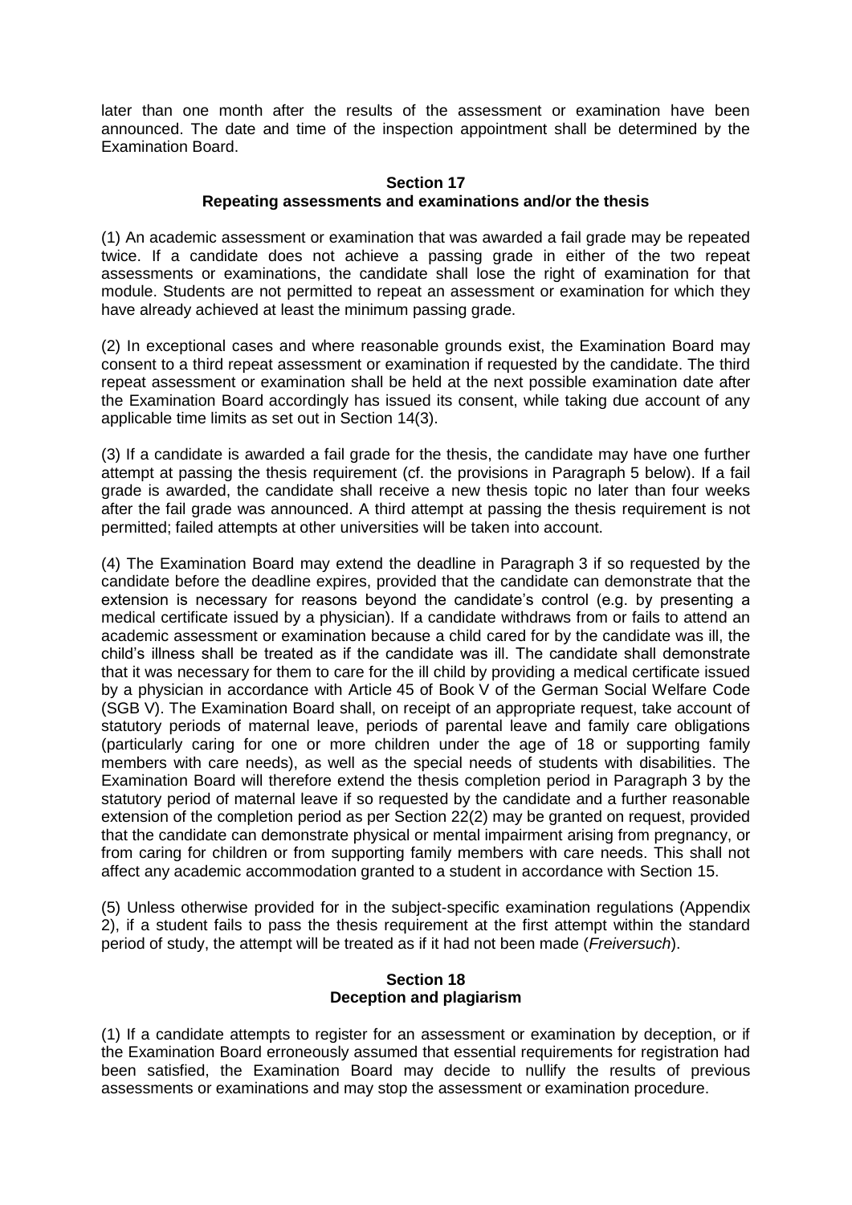later than one month after the results of the assessment or examination have been announced. The date and time of the inspection appointment shall be determined by the Examination Board.

## Section 17
## Repeating assessments and examinations and/or the thesis

(1) An academic assessment or examination that was awarded a fail grade may be repeated twice. If a candidate does not achieve a passing grade in either of the two repeat assessments or examinations, the candidate shall lose the right of examination for that module. Students are not permitted to repeat an assessment or examination for which they have already achieved at least the minimum passing grade.

(2) In exceptional cases and where reasonable grounds exist, the Examination Board may consent to a third repeat assessment or examination if requested by the candidate. The third repeat assessment or examination shall be held at the next possible examination date after the Examination Board accordingly has issued its consent, while taking due account of any applicable time limits as set out in Section 14(3).

(3) If a candidate is awarded a fail grade for the thesis, the candidate may have one further attempt at passing the thesis requirement (cf. the provisions in Paragraph 5 below). If a fail grade is awarded, the candidate shall receive a new thesis topic no later than four weeks after the fail grade was announced. A third attempt at passing the thesis requirement is not permitted; failed attempts at other universities will be taken into account.

(4) The Examination Board may extend the deadline in Paragraph 3 if so requested by the candidate before the deadline expires, provided that the candidate can demonstrate that the extension is necessary for reasons beyond the candidate's control (e.g. by presenting a medical certificate issued by a physician). If a candidate withdraws from or fails to attend an academic assessment or examination because a child cared for by the candidate was ill, the child's illness shall be treated as if the candidate was ill. The candidate shall demonstrate that it was necessary for them to care for the ill child by providing a medical certificate issued by a physician in accordance with Article 45 of Book V of the German Social Welfare Code (SGB V). The Examination Board shall, on receipt of an appropriate request, take account of statutory periods of maternal leave, periods of parental leave and family care obligations (particularly caring for one or more children under the age of 18 or supporting family members with care needs), as well as the special needs of students with disabilities. The Examination Board will therefore extend the thesis completion period in Paragraph 3 by the statutory period of maternal leave if so requested by the candidate and a further reasonable extension of the completion period as per Section 22(2) may be granted on request, provided that the candidate can demonstrate physical or mental impairment arising from pregnancy, or from caring for children or from supporting family members with care needs. This shall not affect any academic accommodation granted to a student in accordance with Section 15.

(5) Unless otherwise provided for in the subject-specific examination regulations (Appendix 2), if a student fails to pass the thesis requirement at the first attempt within the standard period of study, the attempt will be treated as if it had not been made (*Freiversuch*).

## Section 18
## Deception and plagiarism

(1) If a candidate attempts to register for an assessment or examination by deception, or if the Examination Board erroneously assumed that essential requirements for registration had been satisfied, the Examination Board may decide to nullify the results of previous assessments or examinations and may stop the assessment or examination procedure.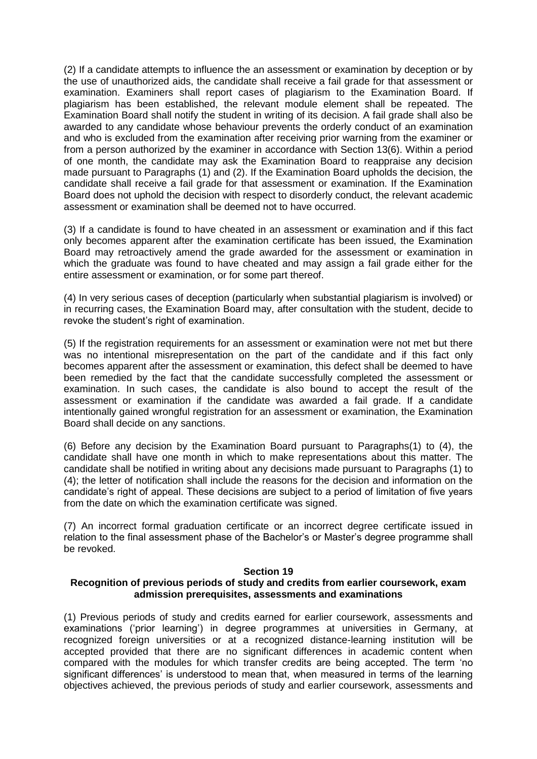(2) If a candidate attempts to influence the an assessment or examination by deception or by the use of unauthorized aids, the candidate shall receive a fail grade for that assessment or examination. Examiners shall report cases of plagiarism to the Examination Board. If plagiarism has been established, the relevant module element shall be repeated. The Examination Board shall notify the student in writing of its decision. A fail grade shall also be awarded to any candidate whose behaviour prevents the orderly conduct of an examination and who is excluded from the examination after receiving prior warning from the examiner or from a person authorized by the examiner in accordance with Section 13(6). Within a period of one month, the candidate may ask the Examination Board to reappraise any decision made pursuant to Paragraphs (1) and (2). If the Examination Board upholds the decision, the candidate shall receive a fail grade for that assessment or examination. If the Examination Board does not uphold the decision with respect to disorderly conduct, the relevant academic assessment or examination shall be deemed not to have occurred.

(3) If a candidate is found to have cheated in an assessment or examination and if this fact only becomes apparent after the examination certificate has been issued, the Examination Board may retroactively amend the grade awarded for the assessment or examination in which the graduate was found to have cheated and may assign a fail grade either for the entire assessment or examination, or for some part thereof.

(4) In very serious cases of deception (particularly when substantial plagiarism is involved) or in recurring cases, the Examination Board may, after consultation with the student, decide to revoke the student's right of examination.

(5) If the registration requirements for an assessment or examination were not met but there was no intentional misrepresentation on the part of the candidate and if this fact only becomes apparent after the assessment or examination, this defect shall be deemed to have been remedied by the fact that the candidate successfully completed the assessment or examination. In such cases, the candidate is also bound to accept the result of the assessment or examination if the candidate was awarded a fail grade. If a candidate intentionally gained wrongful registration for an assessment or examination, the Examination Board shall decide on any sanctions.

(6) Before any decision by the Examination Board pursuant to Paragraphs(1) to (4), the candidate shall have one month in which to make representations about this matter. The candidate shall be notified in writing about any decisions made pursuant to Paragraphs (1) to (4); the letter of notification shall include the reasons for the decision and information on the candidate's right of appeal. These decisions are subject to a period of limitation of five years from the date on which the examination certificate was signed.

(7) An incorrect formal graduation certificate or an incorrect degree certificate issued in relation to the final assessment phase of the Bachelor's or Master's degree programme shall be revoked.

## Section 19
## Recognition of previous periods of study and credits from earlier coursework, exam admission prerequisites, assessments and examinations

(1) Previous periods of study and credits earned for earlier coursework, assessments and examinations ('prior learning') in degree programmes at universities in Germany, at recognized foreign universities or at a recognized distance-learning institution will be accepted provided that there are no significant differences in academic content when compared with the modules for which transfer credits are being accepted. The term 'no significant differences' is understood to mean that, when measured in terms of the learning objectives achieved, the previous periods of study and earlier coursework, assessments and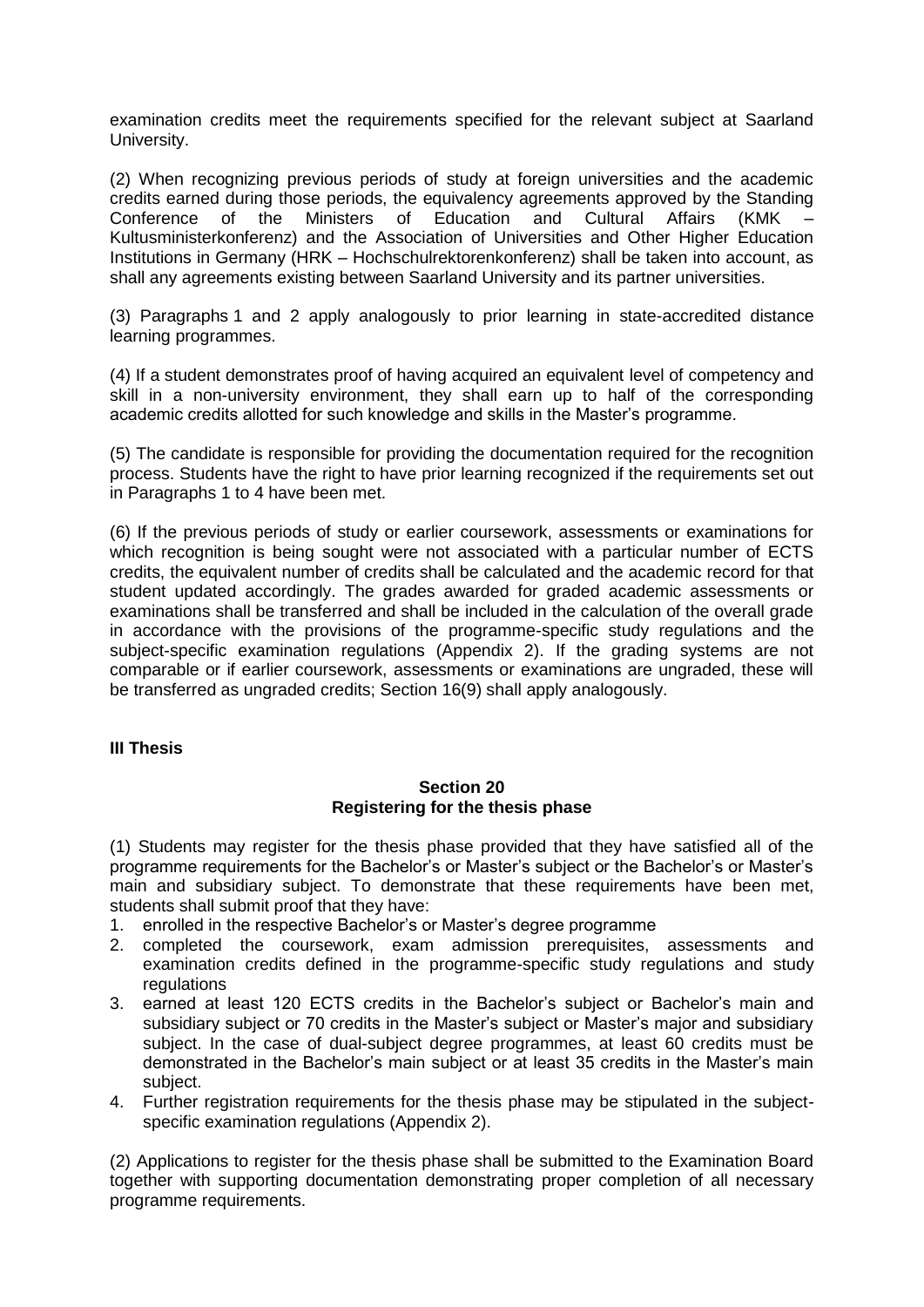examination credits meet the requirements specified for the relevant subject at Saarland University.

(2) When recognizing previous periods of study at foreign universities and the academic credits earned during those periods, the equivalency agreements approved by the Standing Conference of the Ministers of Education and Cultural Affairs (KMK – Kultusministerkonferenz) and the Association of Universities and Other Higher Education Institutions in Germany (HRK – Hochschulrektorenkonferenz) shall be taken into account, as shall any agreements existing between Saarland University and its partner universities.

(3) Paragraphs 1 and 2 apply analogously to prior learning in state-accredited distance learning programmes.

(4) If a student demonstrates proof of having acquired an equivalent level of competency and skill in a non-university environment, they shall earn up to half of the corresponding academic credits allotted for such knowledge and skills in the Master's programme.

(5) The candidate is responsible for providing the documentation required for the recognition process. Students have the right to have prior learning recognized if the requirements set out in Paragraphs 1 to 4 have been met.

(6) If the previous periods of study or earlier coursework, assessments or examinations for which recognition is being sought were not associated with a particular number of ECTS credits, the equivalent number of credits shall be calculated and the academic record for that student updated accordingly. The grades awarded for graded academic assessments or examinations shall be transferred and shall be included in the calculation of the overall grade in accordance with the provisions of the programme-specific study regulations and the subject-specific examination regulations (Appendix 2). If the grading systems are not comparable or if earlier coursework, assessments or examinations are ungraded, these will be transferred as ungraded credits; Section 16(9) shall apply analogously.

## III Thesis

### Section 20
### Registering for the thesis phase

(1) Students may register for the thesis phase provided that they have satisfied all of the programme requirements for the Bachelor's or Master's subject or the Bachelor's or Master's main and subsidiary subject. To demonstrate that these requirements have been met, students shall submit proof that they have:

1. enrolled in the respective Bachelor's or Master's degree programme
2. completed the coursework, exam admission prerequisites, assessments and examination credits defined in the programme-specific study regulations and study regulations
3. earned at least 120 ECTS credits in the Bachelor's subject or Bachelor's main and subsidiary subject or 70 credits in the Master's subject or Master's major and subsidiary subject. In the case of dual-subject degree programmes, at least 60 credits must be demonstrated in the Bachelor's main subject or at least 35 credits in the Master's main subject.
4. Further registration requirements for the thesis phase may be stipulated in the subject-specific examination regulations (Appendix 2).

(2) Applications to register for the thesis phase shall be submitted to the Examination Board together with supporting documentation demonstrating proper completion of all necessary programme requirements.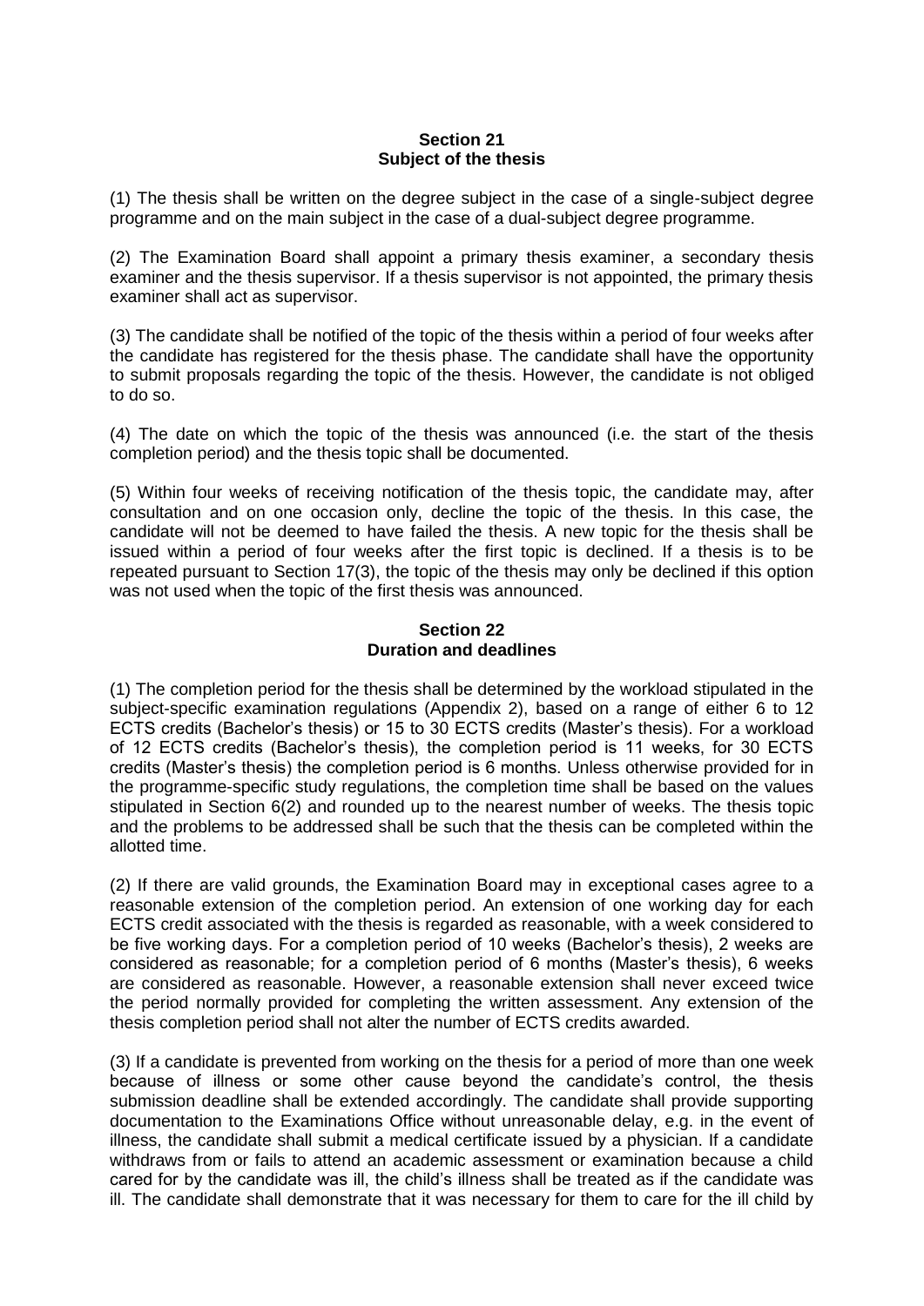## Section 21
## Subject of the thesis

(1) The thesis shall be written on the degree subject in the case of a single-subject degree programme and on the main subject in the case of a dual-subject degree programme.

(2) The Examination Board shall appoint a primary thesis examiner, a secondary thesis examiner and the thesis supervisor. If a thesis supervisor is not appointed, the primary thesis examiner shall act as supervisor.

(3) The candidate shall be notified of the topic of the thesis within a period of four weeks after the candidate has registered for the thesis phase. The candidate shall have the opportunity to submit proposals regarding the topic of the thesis. However, the candidate is not obliged to do so.

(4) The date on which the topic of the thesis was announced (i.e. the start of the thesis completion period) and the thesis topic shall be documented.

(5) Within four weeks of receiving notification of the thesis topic, the candidate may, after consultation and on one occasion only, decline the topic of the thesis. In this case, the candidate will not be deemed to have failed the thesis. A new topic for the thesis shall be issued within a period of four weeks after the first topic is declined. If a thesis is to be repeated pursuant to Section 17(3), the topic of the thesis may only be declined if this option was not used when the topic of the first thesis was announced.

## Section 22
## Duration and deadlines

(1) The completion period for the thesis shall be determined by the workload stipulated in the subject-specific examination regulations (Appendix 2), based on a range of either 6 to 12 ECTS credits (Bachelor's thesis) or 15 to 30 ECTS credits (Master's thesis). For a workload of 12 ECTS credits (Bachelor's thesis), the completion period is 11 weeks, for 30 ECTS credits (Master's thesis) the completion period is 6 months. Unless otherwise provided for in the programme-specific study regulations, the completion time shall be based on the values stipulated in Section 6(2) and rounded up to the nearest number of weeks. The thesis topic and the problems to be addressed shall be such that the thesis can be completed within the allotted time.

(2) If there are valid grounds, the Examination Board may in exceptional cases agree to a reasonable extension of the completion period. An extension of one working day for each ECTS credit associated with the thesis is regarded as reasonable, with a week considered to be five working days. For a completion period of 10 weeks (Bachelor's thesis), 2 weeks are considered as reasonable; for a completion period of 6 months (Master's thesis), 6 weeks are considered as reasonable. However, a reasonable extension shall never exceed twice the period normally provided for completing the written assessment. Any extension of the thesis completion period shall not alter the number of ECTS credits awarded.

(3) If a candidate is prevented from working on the thesis for a period of more than one week because of illness or some other cause beyond the candidate's control, the thesis submission deadline shall be extended accordingly. The candidate shall provide supporting documentation to the Examinations Office without unreasonable delay, e.g. in the event of illness, the candidate shall submit a medical certificate issued by a physician. If a candidate withdraws from or fails to attend an academic assessment or examination because a child cared for by the candidate was ill, the child's illness shall be treated as if the candidate was ill. The candidate shall demonstrate that it was necessary for them to care for the ill child by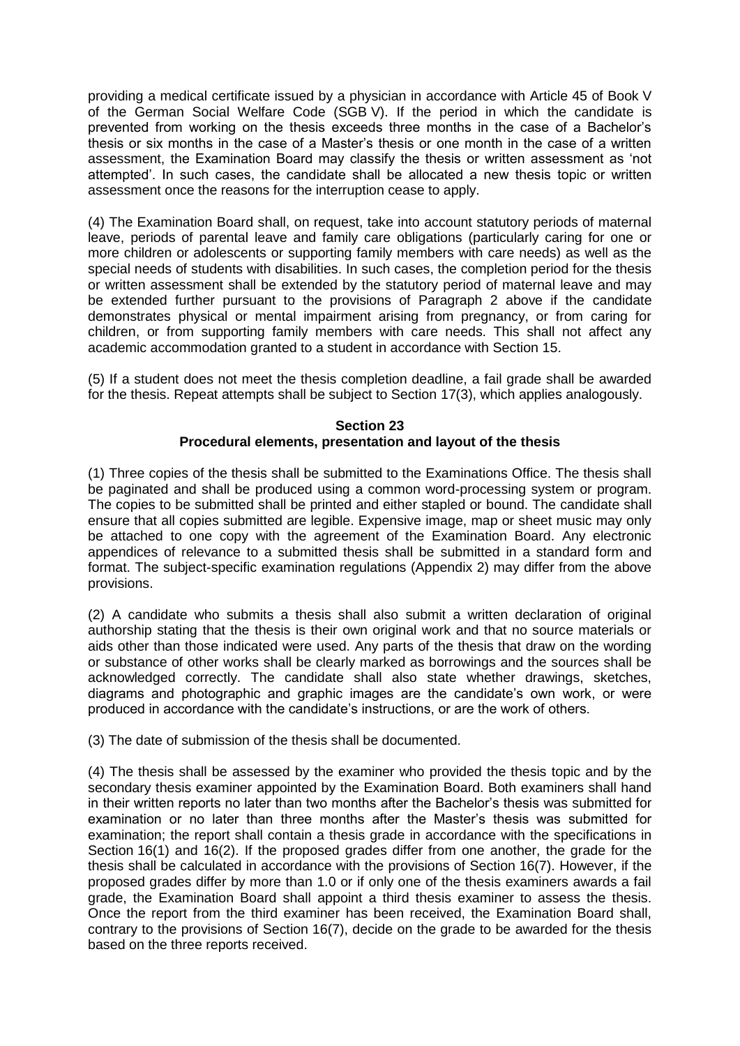providing a medical certificate issued by a physician in accordance with Article 45 of Book V of the German Social Welfare Code (SGB V). If the period in which the candidate is prevented from working on the thesis exceeds three months in the case of a Bachelor's thesis or six months in the case of a Master's thesis or one month in the case of a written assessment, the Examination Board may classify the thesis or written assessment as 'not attempted'. In such cases, the candidate shall be allocated a new thesis topic or written assessment once the reasons for the interruption cease to apply.

(4) The Examination Board shall, on request, take into account statutory periods of maternal leave, periods of parental leave and family care obligations (particularly caring for one or more children or adolescents or supporting family members with care needs) as well as the special needs of students with disabilities. In such cases, the completion period for the thesis or written assessment shall be extended by the statutory period of maternal leave and may be extended further pursuant to the provisions of Paragraph 2 above if the candidate demonstrates physical or mental impairment arising from pregnancy, or from caring for children, or from supporting family members with care needs. This shall not affect any academic accommodation granted to a student in accordance with Section 15.

(5) If a student does not meet the thesis completion deadline, a fail grade shall be awarded for the thesis. Repeat attempts shall be subject to Section 17(3), which applies analogously.

## Section 23
## Procedural elements, presentation and layout of the thesis

(1) Three copies of the thesis shall be submitted to the Examinations Office. The thesis shall be paginated and shall be produced using a common word-processing system or program. The copies to be submitted shall be printed and either stapled or bound. The candidate shall ensure that all copies submitted are legible. Expensive image, map or sheet music may only be attached to one copy with the agreement of the Examination Board. Any electronic appendices of relevance to a submitted thesis shall be submitted in a standard form and format. The subject-specific examination regulations (Appendix 2) may differ from the above provisions.

(2) A candidate who submits a thesis shall also submit a written declaration of original authorship stating that the thesis is their own original work and that no source materials or aids other than those indicated were used. Any parts of the thesis that draw on the wording or substance of other works shall be clearly marked as borrowings and the sources shall be acknowledged correctly. The candidate shall also state whether drawings, sketches, diagrams and photographic and graphic images are the candidate's own work, or were produced in accordance with the candidate's instructions, or are the work of others.

(3) The date of submission of the thesis shall be documented.

(4) The thesis shall be assessed by the examiner who provided the thesis topic and by the secondary thesis examiner appointed by the Examination Board. Both examiners shall hand in their written reports no later than two months after the Bachelor's thesis was submitted for examination or no later than three months after the Master's thesis was submitted for examination; the report shall contain a thesis grade in accordance with the specifications in Section 16(1) and 16(2). If the proposed grades differ from one another, the grade for the thesis shall be calculated in accordance with the provisions of Section 16(7). However, if the proposed grades differ by more than 1.0 or if only one of the thesis examiners awards a fail grade, the Examination Board shall appoint a third thesis examiner to assess the thesis. Once the report from the third examiner has been received, the Examination Board shall, contrary to the provisions of Section 16(7), decide on the grade to be awarded for the thesis based on the three reports received.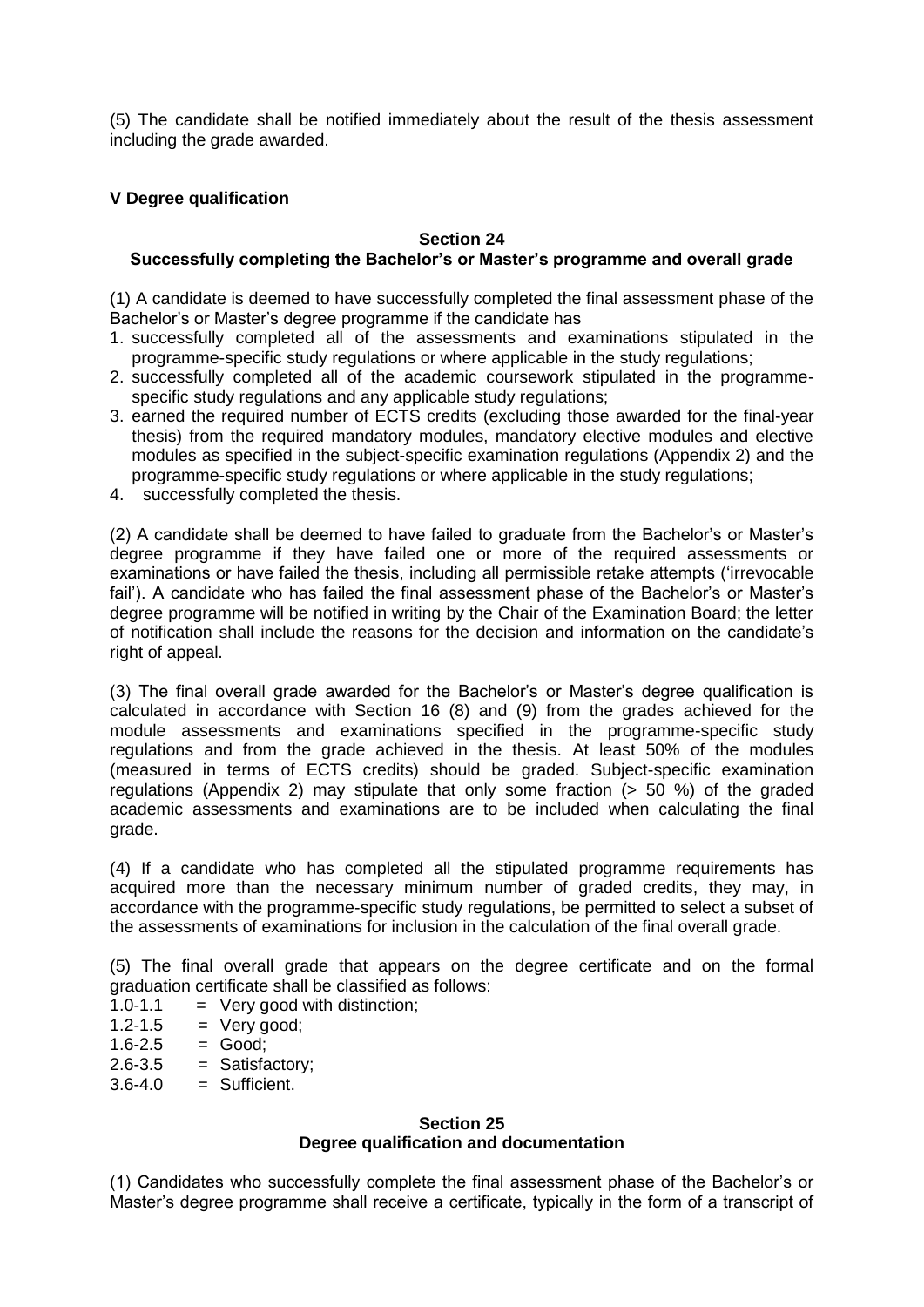(5) The candidate shall be notified immediately about the result of the thesis assessment including the grade awarded.

## V Degree qualification

### Section 24
### Successfully completing the Bachelor's or Master's programme and overall grade

(1) A candidate is deemed to have successfully completed the final assessment phase of the Bachelor's or Master's degree programme if the candidate has

1. successfully completed all of the assessments and examinations stipulated in the programme-specific study regulations or where applicable in the study regulations;
2. successfully completed all of the academic coursework stipulated in the programme-specific study regulations and any applicable study regulations;
3. earned the required number of ECTS credits (excluding those awarded for the final-year thesis) from the required mandatory modules, mandatory elective modules and elective modules as specified in the subject-specific examination regulations (Appendix 2) and the programme-specific study regulations or where applicable in the study regulations;
4. successfully completed the thesis.

(2) A candidate shall be deemed to have failed to graduate from the Bachelor's or Master's degree programme if they have failed one or more of the required assessments or examinations or have failed the thesis, including all permissible retake attempts ('irrevocable fail'). A candidate who has failed the final assessment phase of the Bachelor's or Master's degree programme will be notified in writing by the Chair of the Examination Board; the letter of notification shall include the reasons for the decision and information on the candidate's right of appeal.

(3) The final overall grade awarded for the Bachelor's or Master's degree qualification is calculated in accordance with Section 16 (8) and (9) from the grades achieved for the module assessments and examinations specified in the programme-specific study regulations and from the grade achieved in the thesis. At least 50% of the modules (measured in terms of ECTS credits) should be graded. Subject-specific examination regulations (Appendix 2) may stipulate that only some fraction (> 50 %) of the graded academic assessments and examinations are to be included when calculating the final grade.

(4) If a candidate who has completed all the stipulated programme requirements has acquired more than the necessary minimum number of graded credits, they may, in accordance with the programme-specific study regulations, be permitted to select a subset of the assessments of examinations for inclusion in the calculation of the final overall grade.

(5) The final overall grade that appears on the degree certificate and on the formal graduation certificate shall be classified as follows:

1.0-1.1 = Very good with distinction;  
1.2-1.5 = Very good;  
1.6-2.5 = Good;  
2.6-3.5 = Satisfactory;  
3.6-4.0 = Sufficient.

### Section 25
### Degree qualification and documentation

(1) Candidates who successfully complete the final assessment phase of the Bachelor's or Master's degree programme shall receive a certificate, typically in the form of a transcript of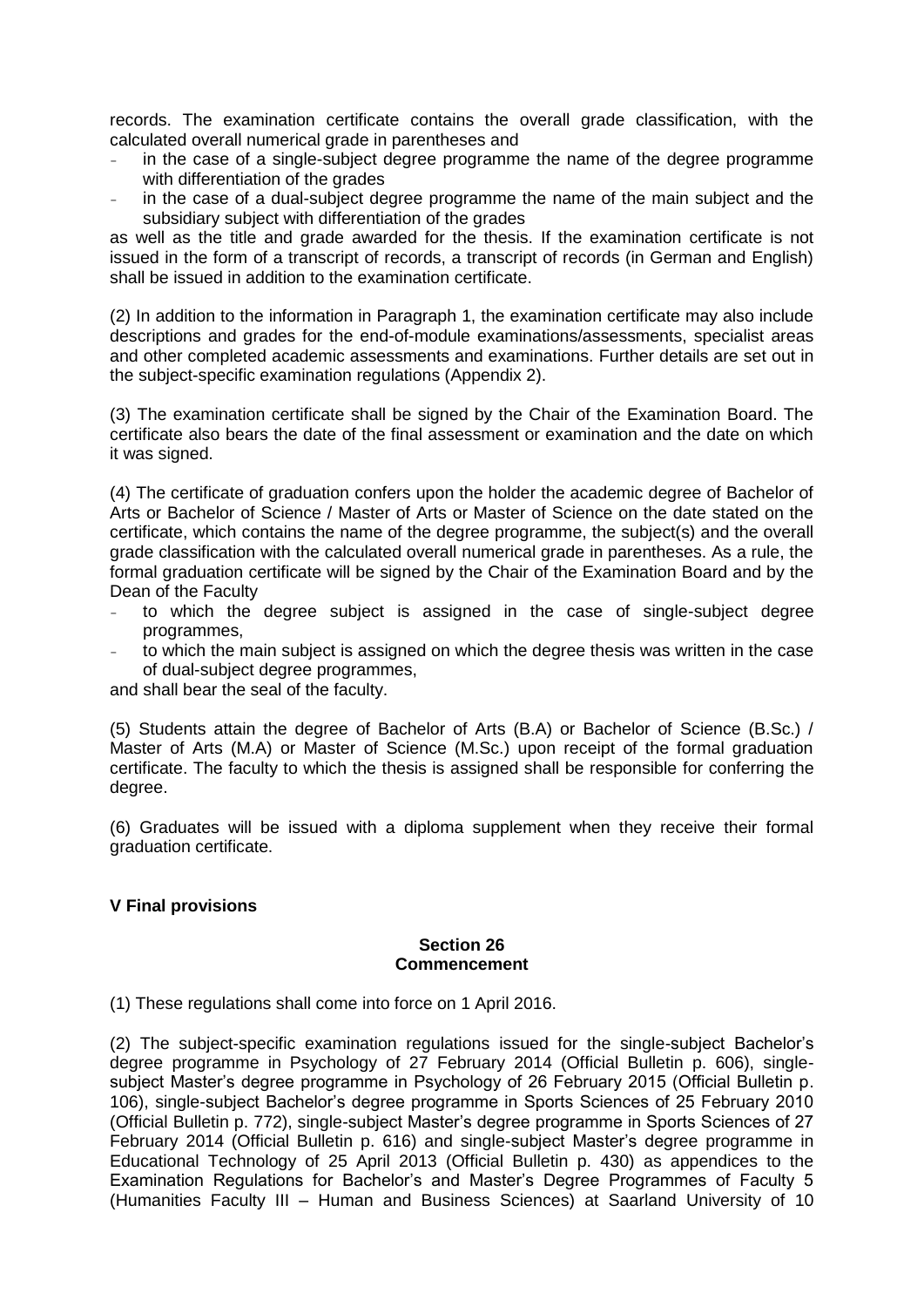records. The examination certificate contains the overall grade classification, with the calculated overall numerical grade in parentheses and

- in the case of a single-subject degree programme the name of the degree programme with differentiation of the grades
- in the case of a dual-subject degree programme the name of the main subject and the subsidiary subject with differentiation of the grades

as well as the title and grade awarded for the thesis. If the examination certificate is not issued in the form of a transcript of records, a transcript of records (in German and English) shall be issued in addition to the examination certificate.

(2) In addition to the information in Paragraph 1, the examination certificate may also include descriptions and grades for the end-of-module examinations/assessments, specialist areas and other completed academic assessments and examinations. Further details are set out in the subject-specific examination regulations (Appendix 2).

(3) The examination certificate shall be signed by the Chair of the Examination Board. The certificate also bears the date of the final assessment or examination and the date on which it was signed.

(4) The certificate of graduation confers upon the holder the academic degree of Bachelor of Arts or Bachelor of Science / Master of Arts or Master of Science on the date stated on the certificate, which contains the name of the degree programme, the subject(s) and the overall grade classification with the calculated overall numerical grade in parentheses. As a rule, the formal graduation certificate will be signed by the Chair of the Examination Board and by the Dean of the Faculty

- to which the degree subject is assigned in the case of single-subject degree programmes,
- to which the main subject is assigned on which the degree thesis was written in the case of dual-subject degree programmes,

and shall bear the seal of the faculty.

(5) Students attain the degree of Bachelor of Arts (B.A) or Bachelor of Science (B.Sc.) / Master of Arts (M.A) or Master of Science (M.Sc.) upon receipt of the formal graduation certificate. The faculty to which the thesis is assigned shall be responsible for conferring the degree.

(6) Graduates will be issued with a diploma supplement when they receive their formal graduation certificate.

## V Final provisions

### Section 26
### Commencement

(1) These regulations shall come into force on 1 April 2016.

(2) The subject-specific examination regulations issued for the single-subject Bachelor's degree programme in Psychology of 27 February 2014 (Official Bulletin p. 606), single-subject Master's degree programme in Psychology of 26 February 2015 (Official Bulletin p. 106), single-subject Bachelor's degree programme in Sports Sciences of 25 February 2010 (Official Bulletin p. 772), single-subject Master's degree programme in Sports Sciences of 27 February 2014 (Official Bulletin p. 616) and single-subject Master's degree programme in Educational Technology of 25 April 2013 (Official Bulletin p. 430) as appendices to the Examination Regulations for Bachelor's and Master's Degree Programmes of Faculty 5 (Humanities Faculty III – Human and Business Sciences) at Saarland University of 10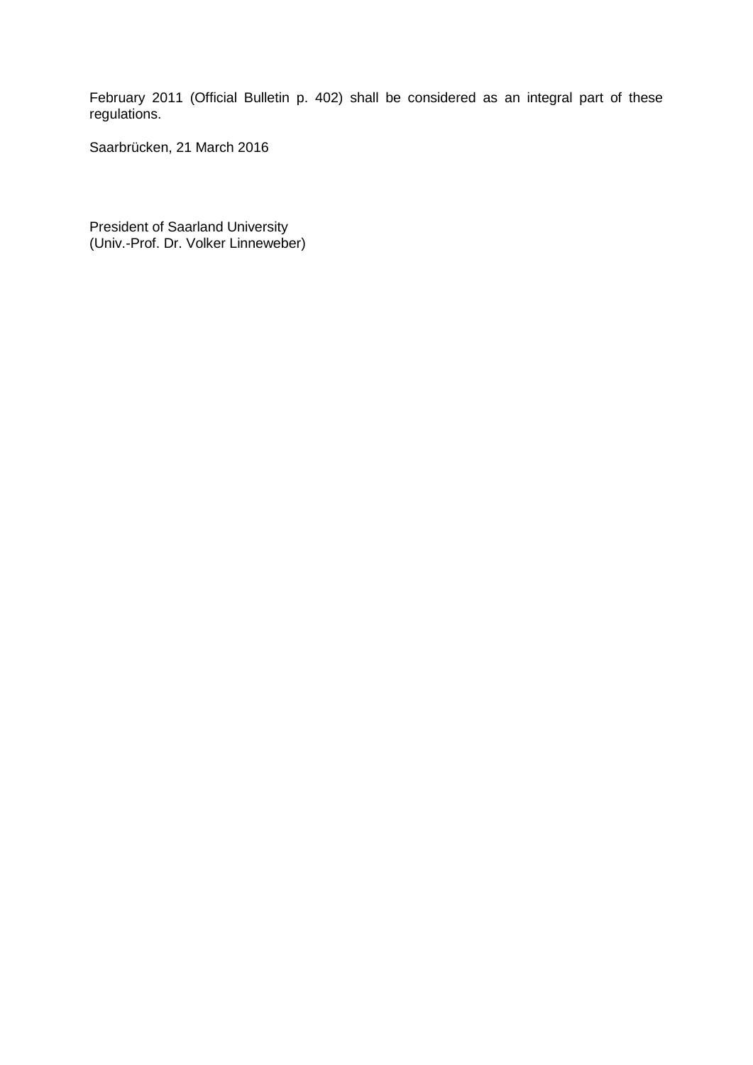February 2011 (Official Bulletin p. 402) shall be considered as an integral part of these regulations.

Saarbrücken, 21 March 2016

President of Saarland University
(Univ.-Prof. Dr. Volker Linneweber)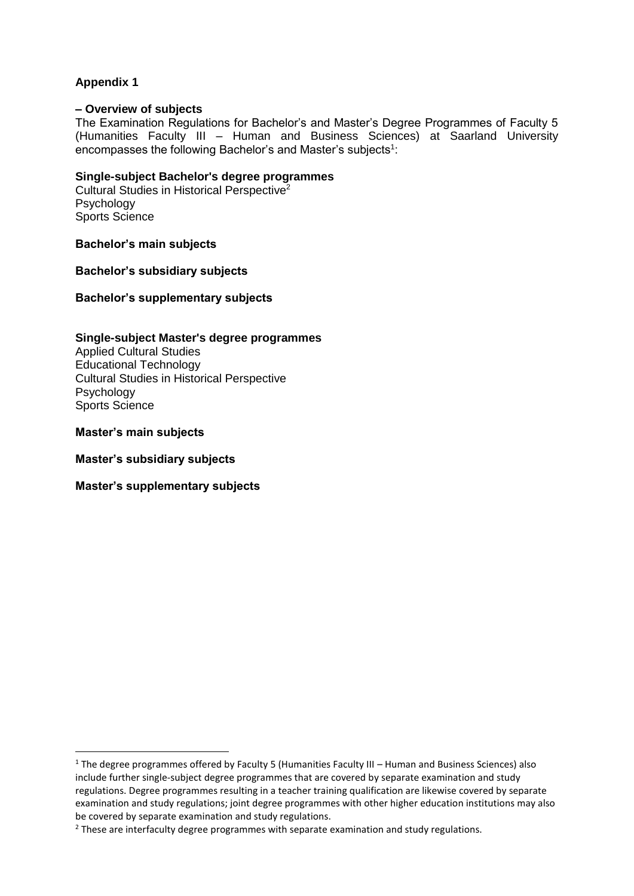**Appendix 1**

**– Overview of subjects**

The Examination Regulations for Bachelor's and Master's Degree Programmes of Faculty 5 (Humanities Faculty III – Human and Business Sciences) at Saarland University encompasses the following Bachelor's and Master's subjects[1]:

**Single-subject Bachelor's degree programmes**

Cultural Studies in Historical Perspective[2]
Psychology
Sports Science

**Bachelor's main subjects**

**Bachelor's subsidiary subjects**

**Bachelor's supplementary subjects**

**Single-subject Master's degree programmes**

Applied Cultural Studies
Educational Technology
Cultural Studies in Historical Perspective
Psychology
Sports Science

**Master's main subjects**

**Master's subsidiary subjects**

**Master's supplementary subjects**

[1] The degree programmes offered by Faculty 5 (Humanities Faculty III – Human and Business Sciences) also include further single-subject degree programmes that are covered by separate examination and study regulations. Degree programmes resulting in a teacher training qualification are likewise covered by separate examination and study regulations; joint degree programmes with other higher education institutions may also be covered by separate examination and study regulations.

[2] These are interfaculty degree programmes with separate examination and study regulations.